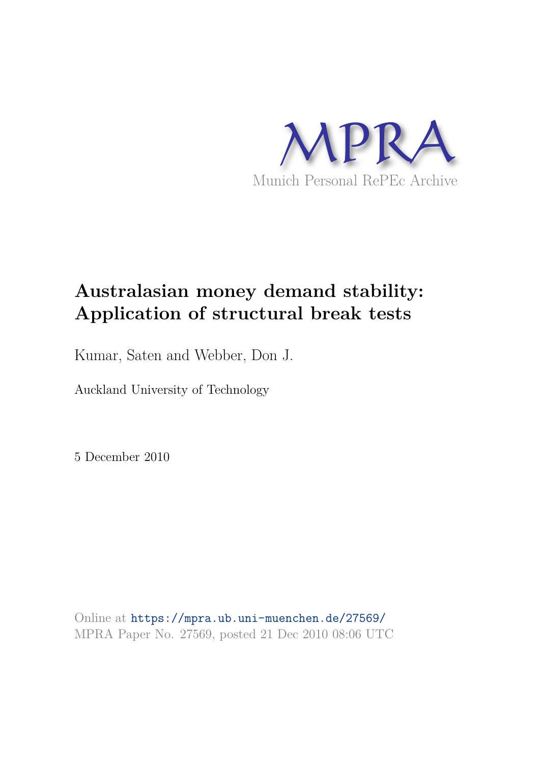MPRA

Munich Personal RePEc Archive

# Australasian money demand stability: Application of structural break tests

Kumar, Saten and Webber, Don J.

Auckland University of Technology

5 December 2010

Online at https://mpra.ub.uni-muenchen.de/27569/
MPRA Paper No. 27569, posted 21 Dec 2010 08:06 UTC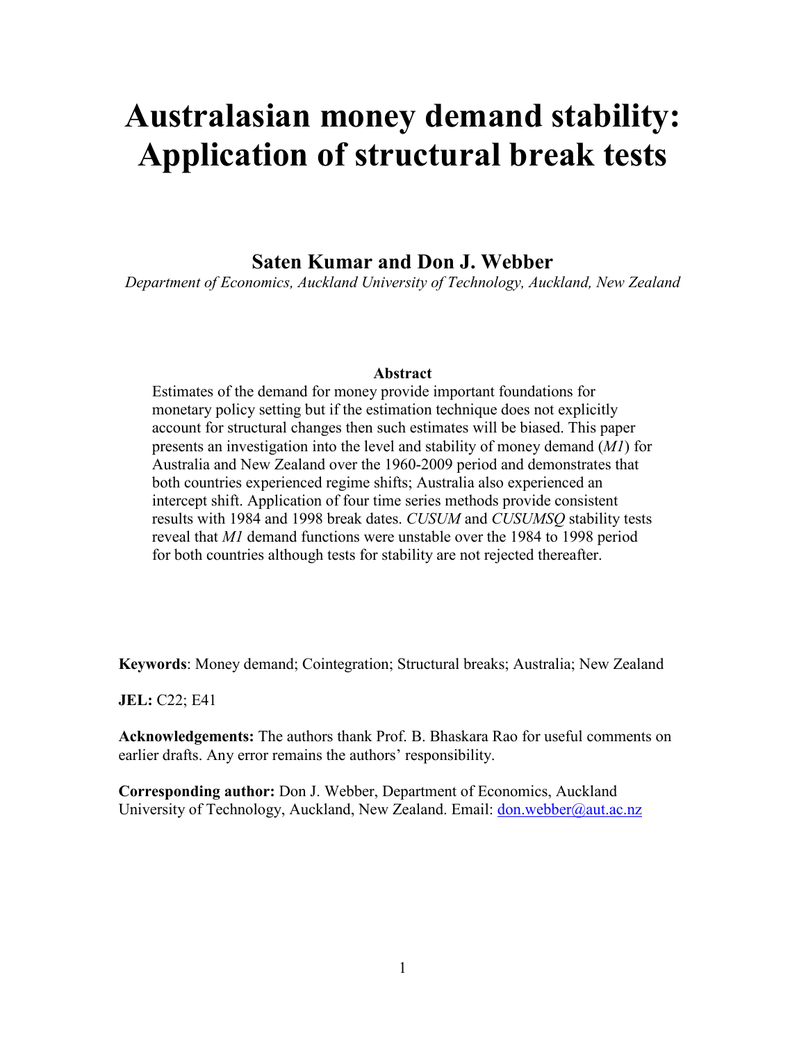# Australasian money demand stability: Application of structural break tests

**Saten Kumar and Don J. Webber**

*Department of Economics, Auckland University of Technology, Auckland, New Zealand*

**Abstract**

Estimates of the demand for money provide important foundations for monetary policy setting but if the estimation technique does not explicitly account for structural changes then such estimates will be biased. This paper presents an investigation into the level and stability of money demand (*M1*) for Australia and New Zealand over the 1960-2009 period and demonstrates that both countries experienced regime shifts; Australia also experienced an intercept shift. Application of four time series methods provide consistent results with 1984 and 1998 break dates. *CUSUM* and *CUSUMSQ* stability tests reveal that *M1* demand functions were unstable over the 1984 to 1998 period for both countries although tests for stability are not rejected thereafter.

**Keywords**: Money demand; Cointegration; Structural breaks; Australia; New Zealand

**JEL:** C22; E41

**Acknowledgements:** The authors thank Prof. B. Bhaskara Rao for useful comments on earlier drafts. Any error remains the authors' responsibility.

**Corresponding author:** Don J. Webber, Department of Economics, Auckland University of Technology, Auckland, New Zealand. Email: don.webber@aut.ac.nz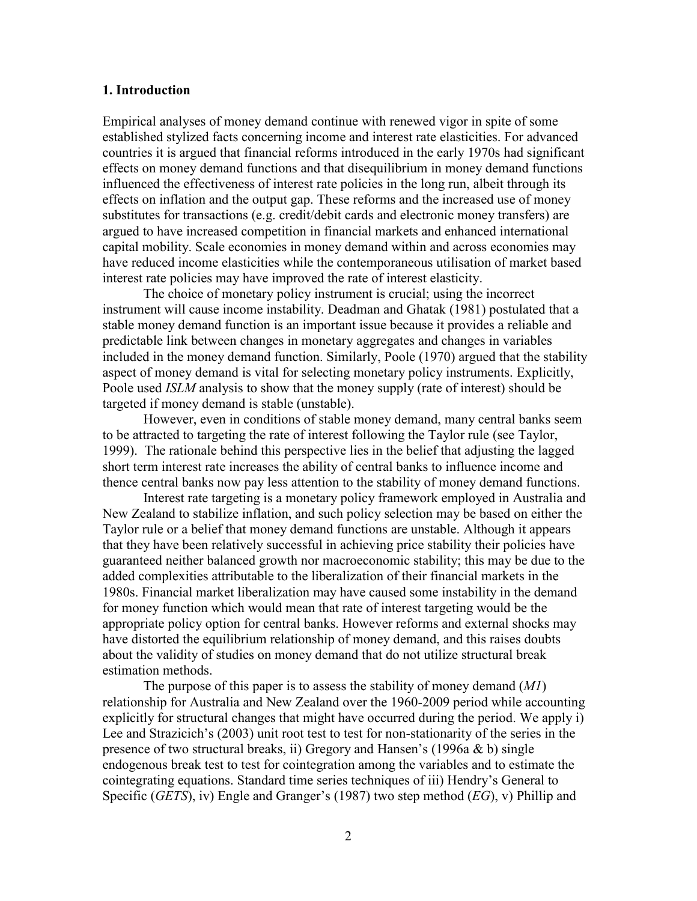## 1. Introduction

Empirical analyses of money demand continue with renewed vigor in spite of some established stylized facts concerning income and interest rate elasticities. For advanced countries it is argued that financial reforms introduced in the early 1970s had significant effects on money demand functions and that disequilibrium in money demand functions influenced the effectiveness of interest rate policies in the long run, albeit through its effects on inflation and the output gap. These reforms and the increased use of money substitutes for transactions (e.g. credit/debit cards and electronic money transfers) are argued to have increased competition in financial markets and enhanced international capital mobility. Scale economies in money demand within and across economies may have reduced income elasticities while the contemporaneous utilisation of market based interest rate policies may have improved the rate of interest elasticity.

The choice of monetary policy instrument is crucial; using the incorrect instrument will cause income instability. Deadman and Ghatak (1981) postulated that a stable money demand function is an important issue because it provides a reliable and predictable link between changes in monetary aggregates and changes in variables included in the money demand function. Similarly, Poole (1970) argued that the stability aspect of money demand is vital for selecting monetary policy instruments. Explicitly, Poole used *ISLM* analysis to show that the money supply (rate of interest) should be targeted if money demand is stable (unstable).

However, even in conditions of stable money demand, many central banks seem to be attracted to targeting the rate of interest following the Taylor rule (see Taylor, 1999). The rationale behind this perspective lies in the belief that adjusting the lagged short term interest rate increases the ability of central banks to influence income and thence central banks now pay less attention to the stability of money demand functions.

Interest rate targeting is a monetary policy framework employed in Australia and New Zealand to stabilize inflation, and such policy selection may be based on either the Taylor rule or a belief that money demand functions are unstable. Although it appears that they have been relatively successful in achieving price stability their policies have guaranteed neither balanced growth nor macroeconomic stability; this may be due to the added complexities attributable to the liberalization of their financial markets in the 1980s. Financial market liberalization may have caused some instability in the demand for money function which would mean that rate of interest targeting would be the appropriate policy option for central banks. However reforms and external shocks may have distorted the equilibrium relationship of money demand, and this raises doubts about the validity of studies on money demand that do not utilize structural break estimation methods.

The purpose of this paper is to assess the stability of money demand (*M1*) relationship for Australia and New Zealand over the 1960-2009 period while accounting explicitly for structural changes that might have occurred during the period. We apply i) Lee and Strazicich's (2003) unit root test to test for non-stationarity of the series in the presence of two structural breaks, ii) Gregory and Hansen's (1996a & b) single endogenous break test to test for cointegration among the variables and to estimate the cointegrating equations. Standard time series techniques of iii) Hendry's General to Specific (*GETS*), iv) Engle and Granger's (1987) two step method (*EG*), v) Phillip and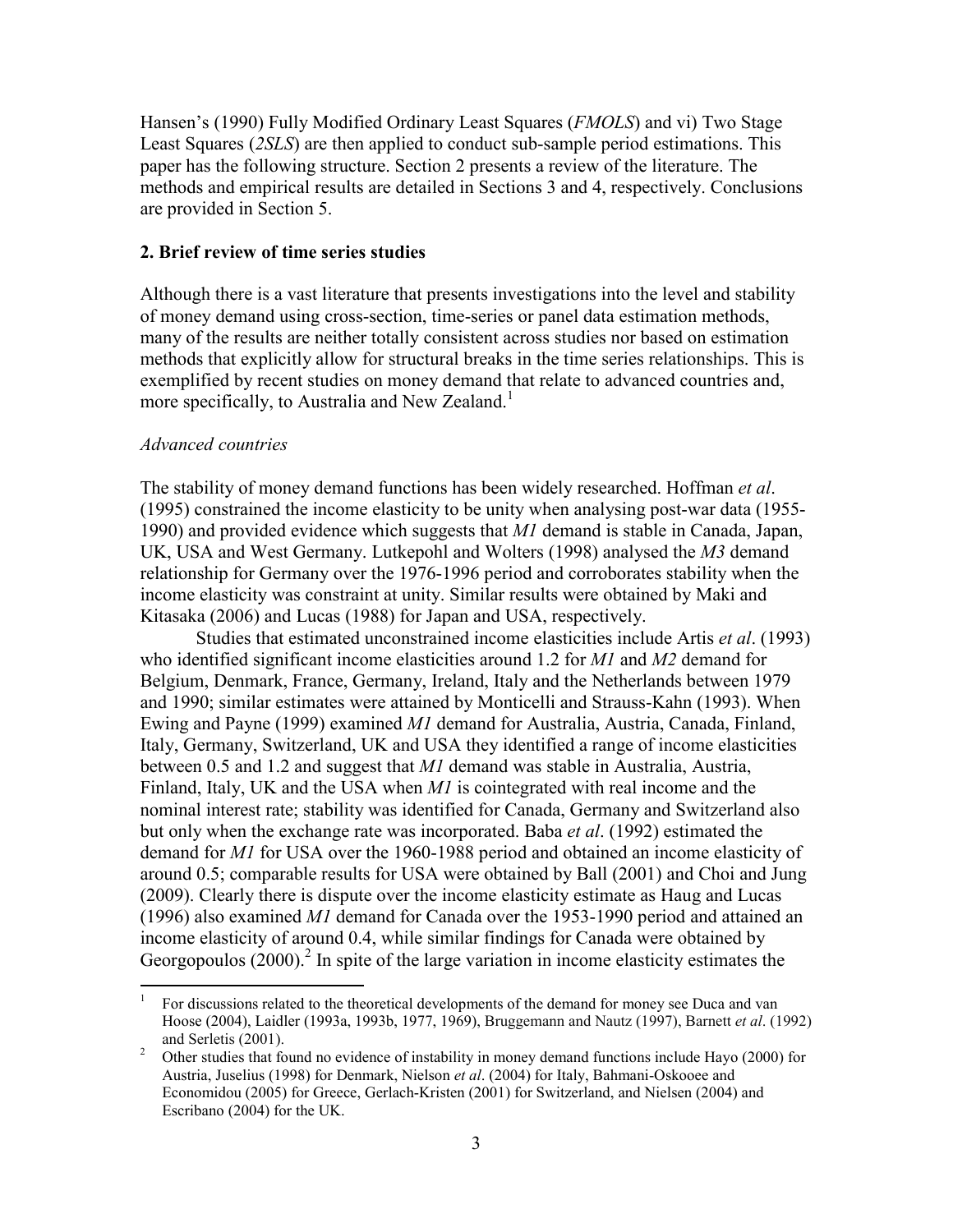Hansen's (1990) Fully Modified Ordinary Least Squares (*FMOLS*) and vi) Two Stage Least Squares (*2SLS*) are then applied to conduct sub-sample period estimations. This paper has the following structure. Section 2 presents a review of the literature. The methods and empirical results are detailed in Sections 3 and 4, respectively. Conclusions are provided in Section 5.

## 2. Brief review of time series studies

Although there is a vast literature that presents investigations into the level and stability of money demand using cross-section, time-series or panel data estimation methods, many of the results are neither totally consistent across studies nor based on estimation methods that explicitly allow for structural breaks in the time series relationships. This is exemplified by recent studies on money demand that relate to advanced countries and, more specifically, to Australia and New Zealand.[1]

*Advanced countries*

The stability of money demand functions has been widely researched. Hoffman *et al*. (1995) constrained the income elasticity to be unity when analysing post-war data (1955-1990) and provided evidence which suggests that *M1* demand is stable in Canada, Japan, UK, USA and West Germany. Lutkepohl and Wolters (1998) analysed the *M3* demand relationship for Germany over the 1976-1996 period and corroborates stability when the income elasticity was constraint at unity. Similar results were obtained by Maki and Kitasaka (2006) and Lucas (1988) for Japan and USA, respectively.

Studies that estimated unconstrained income elasticities include Artis *et al*. (1993) who identified significant income elasticities around 1.2 for *M1* and *M2* demand for Belgium, Denmark, France, Germany, Ireland, Italy and the Netherlands between 1979 and 1990; similar estimates were attained by Monticelli and Strauss-Kahn (1993). When Ewing and Payne (1999) examined *M1* demand for Australia, Austria, Canada, Finland, Italy, Germany, Switzerland, UK and USA they identified a range of income elasticities between 0.5 and 1.2 and suggest that *M1* demand was stable in Australia, Austria, Finland, Italy, UK and the USA when *M1* is cointegrated with real income and the nominal interest rate; stability was identified for Canada, Germany and Switzerland also but only when the exchange rate was incorporated. Baba *et al*. (1992) estimated the demand for *M1* for USA over the 1960-1988 period and obtained an income elasticity of around 0.5; comparable results for USA were obtained by Ball (2001) and Choi and Jung (2009). Clearly there is dispute over the income elasticity estimate as Haug and Lucas (1996) also examined *M1* demand for Canada over the 1953-1990 period and attained an income elasticity of around 0.4, while similar findings for Canada were obtained by Georgopoulos (2000).[2] In spite of the large variation in income elasticity estimates the

---

[1] For discussions related to the theoretical developments of the demand for money see Duca and van Hoose (2004), Laidler (1993a, 1993b, 1977, 1969), Bruggemann and Nautz (1997), Barnett *et al*. (1992) and Serletis (2001).

[2] Other studies that found no evidence of instability in money demand functions include Hayo (2000) for Austria, Juselius (1998) for Denmark, Nielson *et al*. (2004) for Italy, Bahmani-Oskooee and Economidou (2005) for Greece, Gerlach-Kristen (2001) for Switzerland, and Nielsen (2004) and Escribano (2004) for the UK.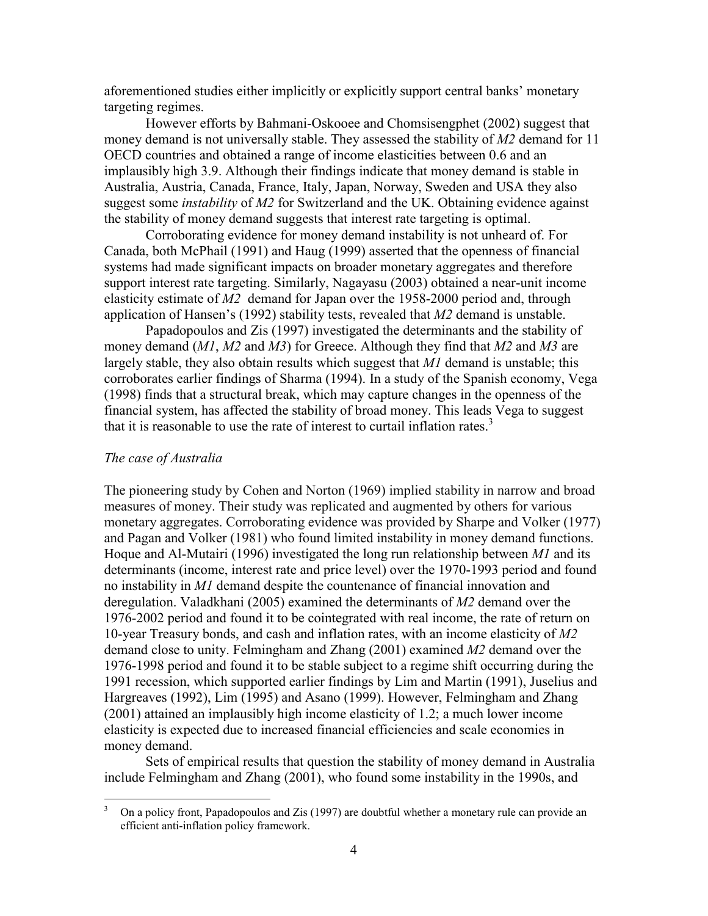aforementioned studies either implicitly or explicitly support central banks' monetary targeting regimes.

However efforts by Bahmani-Oskooee and Chomsisengphet (2002) suggest that money demand is not universally stable. They assessed the stability of *M2* demand for 11 OECD countries and obtained a range of income elasticities between 0.6 and an implausibly high 3.9. Although their findings indicate that money demand is stable in Australia, Austria, Canada, France, Italy, Japan, Norway, Sweden and USA they also suggest some *instability* of *M2* for Switzerland and the UK. Obtaining evidence against the stability of money demand suggests that interest rate targeting is optimal.

Corroborating evidence for money demand instability is not unheard of. For Canada, both McPhail (1991) and Haug (1999) asserted that the openness of financial systems had made significant impacts on broader monetary aggregates and therefore support interest rate targeting. Similarly, Nagayasu (2003) obtained a near-unit income elasticity estimate of *M2* demand for Japan over the 1958-2000 period and, through application of Hansen's (1992) stability tests, revealed that *M2* demand is unstable.

Papadopoulos and Zis (1997) investigated the determinants and the stability of money demand (*M1*, *M2* and *M3*) for Greece. Although they find that *M2* and *M3* are largely stable, they also obtain results which suggest that *M1* demand is unstable; this corroborates earlier findings of Sharma (1994). In a study of the Spanish economy, Vega (1998) finds that a structural break, which may capture changes in the openness of the financial system, has affected the stability of broad money. This leads Vega to suggest that it is reasonable to use the rate of interest to curtail inflation rates.[3]

### *The case of Australia*

The pioneering study by Cohen and Norton (1969) implied stability in narrow and broad measures of money. Their study was replicated and augmented by others for various monetary aggregates. Corroborating evidence was provided by Sharpe and Volker (1977) and Pagan and Volker (1981) who found limited instability in money demand functions. Hoque and Al-Mutairi (1996) investigated the long run relationship between *M1* and its determinants (income, interest rate and price level) over the 1970-1993 period and found no instability in *M1* demand despite the countenance of financial innovation and deregulation. Valadkhani (2005) examined the determinants of *M2* demand over the 1976-2002 period and found it to be cointegrated with real income, the rate of return on 10-year Treasury bonds, and cash and inflation rates, with an income elasticity of *M2* demand close to unity. Felmingham and Zhang (2001) examined *M2* demand over the 1976-1998 period and found it to be stable subject to a regime shift occurring during the 1991 recession, which supported earlier findings by Lim and Martin (1991), Juselius and Hargreaves (1992), Lim (1995) and Asano (1999). However, Felmingham and Zhang (2001) attained an implausibly high income elasticity of 1.2; a much lower income elasticity is expected due to increased financial efficiencies and scale economies in money demand.

Sets of empirical results that question the stability of money demand in Australia include Felmingham and Zhang (2001), who found some instability in the 1990s, and

[3] On a policy front, Papadopoulos and Zis (1997) are doubtful whether a monetary rule can provide an efficient anti-inflation policy framework.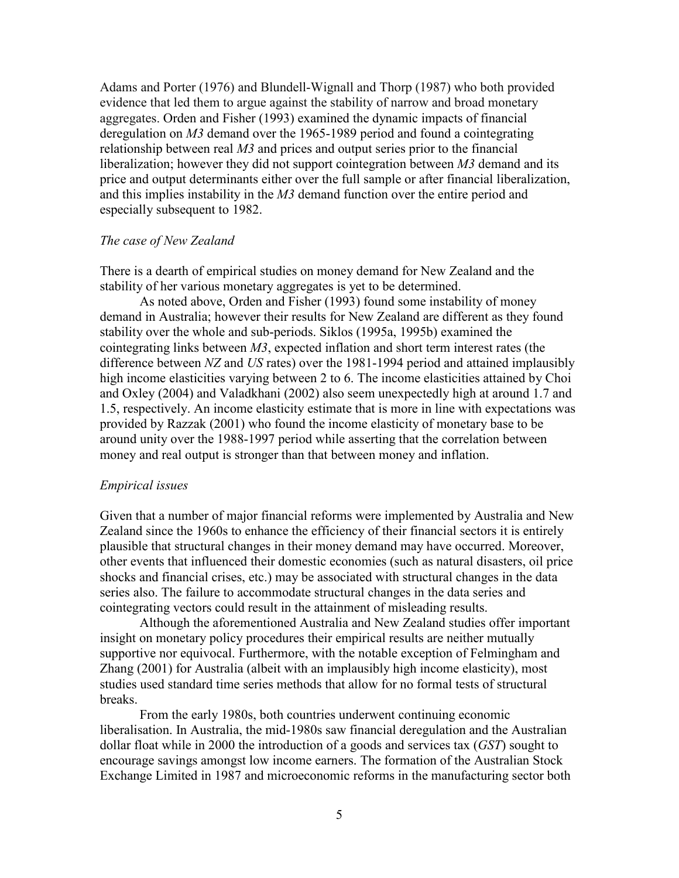Adams and Porter (1976) and Blundell-Wignall and Thorp (1987) who both provided evidence that led them to argue against the stability of narrow and broad monetary aggregates. Orden and Fisher (1993) examined the dynamic impacts of financial deregulation on *M3* demand over the 1965-1989 period and found a cointegrating relationship between real *M3* and prices and output series prior to the financial liberalization; however they did not support cointegration between *M3* demand and its price and output determinants either over the full sample or after financial liberalization, and this implies instability in the *M3* demand function over the entire period and especially subsequent to 1982.

*The case of New Zealand*

There is a dearth of empirical studies on money demand for New Zealand and the stability of her various monetary aggregates is yet to be determined.

As noted above, Orden and Fisher (1993) found some instability of money demand in Australia; however their results for New Zealand are different as they found stability over the whole and sub-periods. Siklos (1995a, 1995b) examined the cointegrating links between *M3*, expected inflation and short term interest rates (the difference between *NZ* and *US* rates) over the 1981-1994 period and attained implausibly high income elasticities varying between 2 to 6. The income elasticities attained by Choi and Oxley (2004) and Valadkhani (2002) also seem unexpectedly high at around 1.7 and 1.5, respectively. An income elasticity estimate that is more in line with expectations was provided by Razzak (2001) who found the income elasticity of monetary base to be around unity over the 1988-1997 period while asserting that the correlation between money and real output is stronger than that between money and inflation.

*Empirical issues*

Given that a number of major financial reforms were implemented by Australia and New Zealand since the 1960s to enhance the efficiency of their financial sectors it is entirely plausible that structural changes in their money demand may have occurred. Moreover, other events that influenced their domestic economies (such as natural disasters, oil price shocks and financial crises, etc.) may be associated with structural changes in the data series also. The failure to accommodate structural changes in the data series and cointegrating vectors could result in the attainment of misleading results.

Although the aforementioned Australia and New Zealand studies offer important insight on monetary policy procedures their empirical results are neither mutually supportive nor equivocal. Furthermore, with the notable exception of Felmingham and Zhang (2001) for Australia (albeit with an implausibly high income elasticity), most studies used standard time series methods that allow for no formal tests of structural breaks.

From the early 1980s, both countries underwent continuing economic liberalisation. In Australia, the mid-1980s saw financial deregulation and the Australian dollar float while in 2000 the introduction of a goods and services tax (*GST*) sought to encourage savings amongst low income earners. The formation of the Australian Stock Exchange Limited in 1987 and microeconomic reforms in the manufacturing sector both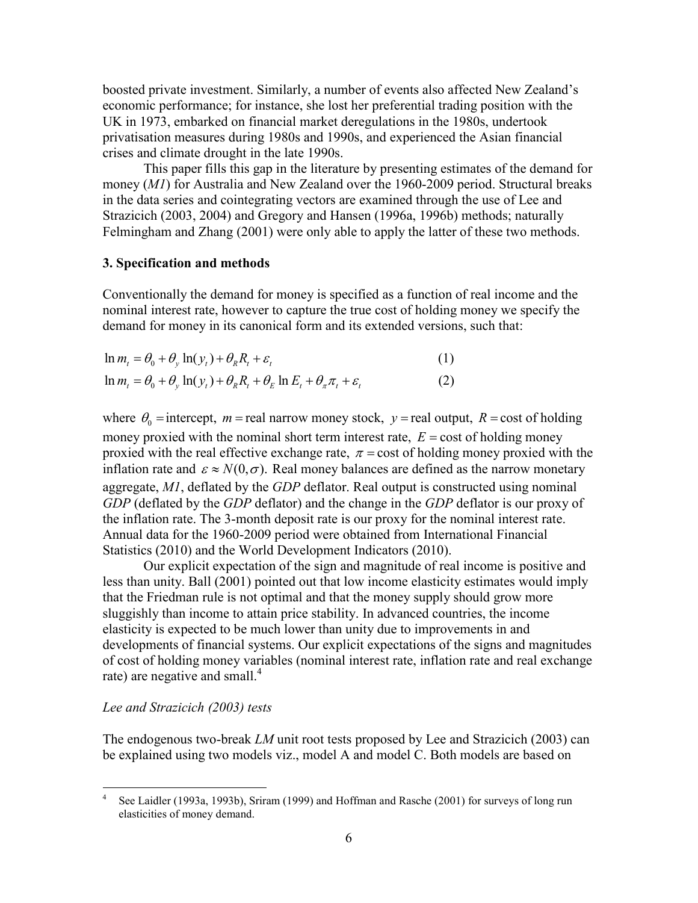boosted private investment. Similarly, a number of events also affected New Zealand's economic performance; for instance, she lost her preferential trading position with the UK in 1973, embarked on financial market deregulations in the 1980s, undertook privatisation measures during 1980s and 1990s, and experienced the Asian financial crises and climate drought in the late 1990s.

This paper fills this gap in the literature by presenting estimates of the demand for money (*M1*) for Australia and New Zealand over the 1960-2009 period. Structural breaks in the data series and cointegrating vectors are examined through the use of Lee and Strazicich (2003, 2004) and Gregory and Hansen (1996a, 1996b) methods; naturally Felmingham and Zhang (2001) were only able to apply the latter of these two methods.

### 3. Specification and methods

Conventionally the demand for money is specified as a function of real income and the nominal interest rate, however to capture the true cost of holding money we specify the demand for money in its canonical form and its extended versions, such that:

$$\ln m_t = \theta_0 + \theta_y \ln(y_t) + \theta_R R_t + \varepsilon_t \qquad (1)$$

$$\ln m_t = \theta_0 + \theta_y \ln(y_t) + \theta_R R_t + \theta_E \ln E_t + \theta_\pi \pi_t + \varepsilon_t \qquad (2)$$

where $\theta_0 =$ intercept, $m =$ real narrow money stock, $y =$ real output, $R =$ cost of holding money proxied with the nominal short term interest rate, $E =$ cost of holding money proxied with the real effective exchange rate, $\pi =$ cost of holding money proxied with the inflation rate and $\varepsilon \approx N(0,\sigma)$. Real money balances are defined as the narrow monetary aggregate, *M1*, deflated by the *GDP* deflator. Real output is constructed using nominal *GDP* (deflated by the *GDP* deflator) and the change in the *GDP* deflator is our proxy of the inflation rate. The 3-month deposit rate is our proxy for the nominal interest rate. Annual data for the 1960-2009 period were obtained from International Financial Statistics (2010) and the World Development Indicators (2010).

Our explicit expectation of the sign and magnitude of real income is positive and less than unity. Ball (2001) pointed out that low income elasticity estimates would imply that the Friedman rule is not optimal and that the money supply should grow more sluggishly than income to attain price stability. In advanced countries, the income elasticity is expected to be much lower than unity due to improvements in and developments of financial systems. Our explicit expectations of the signs and magnitudes of cost of holding money variables (nominal interest rate, inflation rate and real exchange rate) are negative and small.[4]

*Lee and Strazicich (2003) tests*

The endogenous two-break *LM* unit root tests proposed by Lee and Strazicich (2003) can be explained using two models viz., model A and model C. Both models are based on

[4] See Laidler (1993a, 1993b), Sriram (1999) and Hoffman and Rasche (2001) for surveys of long run elasticities of money demand.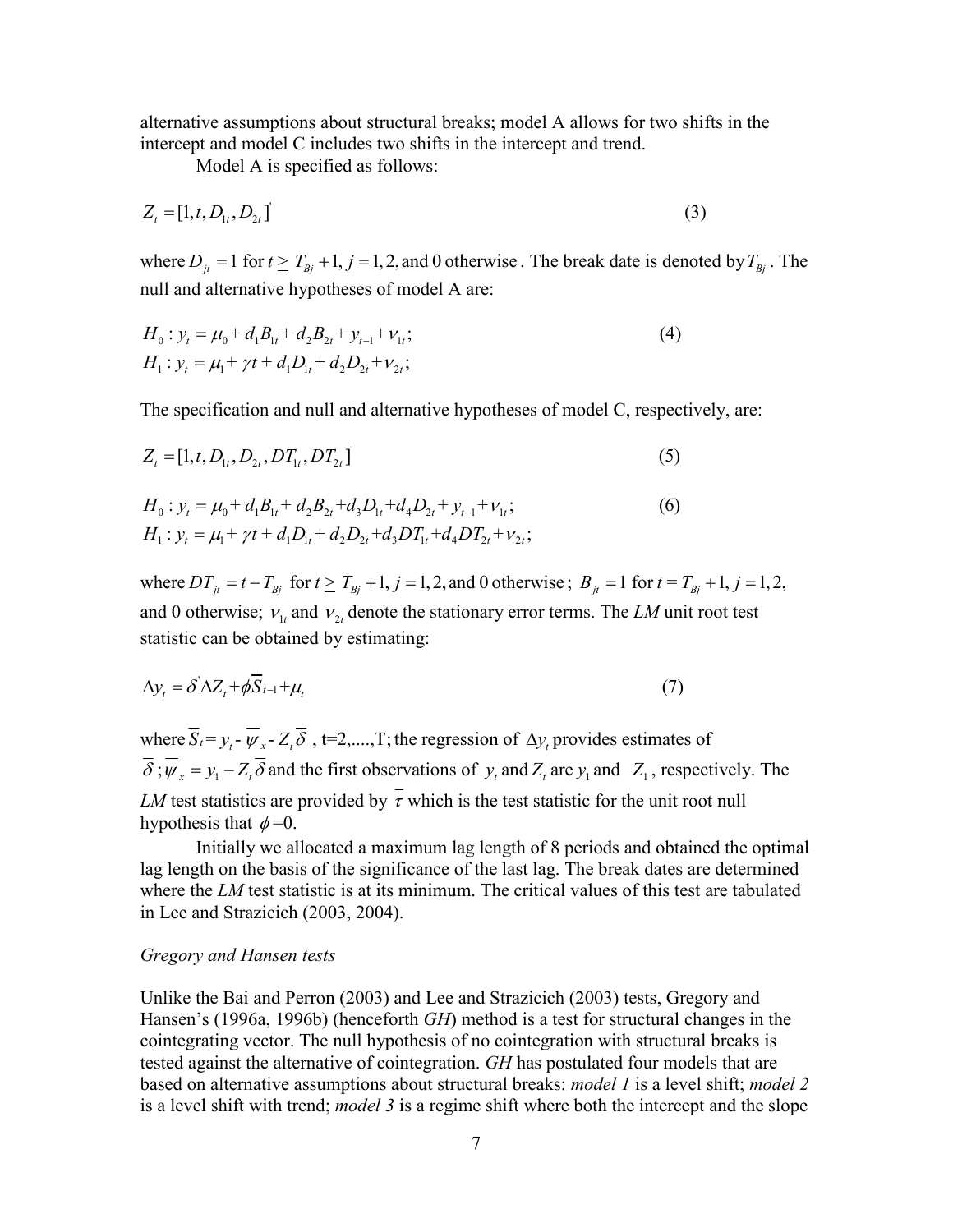alternative assumptions about structural breaks; model A allows for two shifts in the intercept and model C includes two shifts in the intercept and trend.

Model A is specified as follows:

$$Z_t = [1, t, D_{1t}, D_{2t}]' \tag{3}$$

where $D_{jt} = 1$ for $t \geq T_{Bj} + 1, j = 1, 2,$ and 0 otherwise. The break date is denoted by $T_{Bj}$. The null and alternative hypotheses of model A are:

$$
\begin{aligned}
H_0 &: y_t = \mu_0 + d_1 B_{1t} + d_2 B_{2t} + y_{t-1} + \nu_{1t}; \\
H_1 &: y_t = \mu_1 + \gamma t + d_1 D_{1t} + d_2 D_{2t} + \nu_{2t};
\end{aligned} \tag{4}
$$

The specification and null and alternative hypotheses of model C, respectively, are:

$$Z_t = [1, t, D_{1t}, D_{2t}, DT_{1t}, DT_{2t}]' \tag{5}$$

$$
\begin{aligned}
H_0 &: y_t = \mu_0 + d_1 B_{1t} + d_2 B_{2t} + d_3 D_{1t} + d_4 D_{2t} + y_{t-1} + \nu_{1t}; \\
H_1 &: y_t = \mu_1 + \gamma t + d_1 D_{1t} + d_2 D_{2t} + d_3 DT_{1t} + d_4 DT_{2t} + \nu_{2t};
\end{aligned} \tag{6}
$$

where $DT_{jt} = t - T_{Bj}$ for $t \geq T_{Bj} + 1, j = 1, 2,$ and 0 otherwise; $B_{jt} = 1$ for $t = T_{Bj} + 1, j = 1, 2,$ and 0 otherwise; $\nu_{1t}$ and $\nu_{2t}$ denote the stationary error terms. The *LM* unit root test statistic can be obtained by estimating:

$$\Delta y_t = \delta' \Delta Z_t + \phi \overline{S}_{t-1} + \mu_t \tag{7}$$

where $\overline{S}_t = y_t - \overline{\psi}_x - Z_t \overline{\delta}$, t=2,....,T; the regression of $\Delta y_t$ provides estimates of $\overline{\delta}$; $\overline{\psi}_x = y_1 - Z_t \overline{\delta}$ and the first observations of $y_t$ and $Z_t$ are $y_1$ and $Z_1$, respectively. The *LM* test statistics are provided by $\overline{\tau}$ which is the test statistic for the unit root null hypothesis that $\phi$=0.

Initially we allocated a maximum lag length of 8 periods and obtained the optimal lag length on the basis of the significance of the last lag. The break dates are determined where the *LM* test statistic is at its minimum. The critical values of this test are tabulated in Lee and Strazicich (2003, 2004).

*Gregory and Hansen tests*

Unlike the Bai and Perron (2003) and Lee and Strazicich (2003) tests, Gregory and Hansen's (1996a, 1996b) (henceforth *GH*) method is a test for structural changes in the cointegrating vector. The null hypothesis of no cointegration with structural breaks is tested against the alternative of cointegration. *GH* has postulated four models that are based on alternative assumptions about structural breaks: *model 1* is a level shift; *model 2* is a level shift with trend; *model 3* is a regime shift where both the intercept and the slope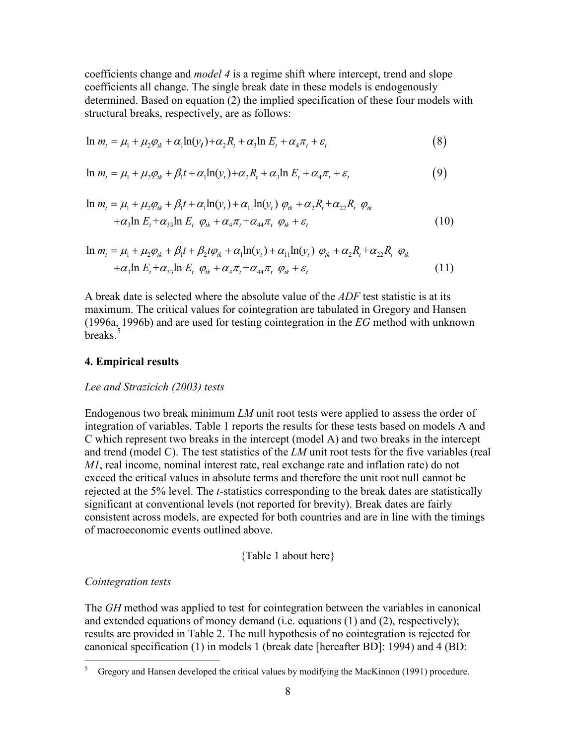coefficients change and *model 4* is a regime shift where intercept, trend and slope coefficients all change. The single break date in these models is endogenously determined. Based on equation (2) the implied specification of these four models with structural breaks, respectively, are as follows:

$$\ln m_t = \mu_1 + \mu_2 \varphi_{tk} + \alpha_1 \ln(y_t) + \alpha_2 R_t + \alpha_3 \ln E_t + \alpha_4 \pi_t + \varepsilon_t \tag{8}$$

$$\ln m_t = \mu_1 + \mu_2 \varphi_{tk} + \beta_1 t + \alpha_1 \ln(y_t) + \alpha_2 R_t + \alpha_3 \ln E_t + \alpha_4 \pi_t + \varepsilon_t \tag{9}$$

$$\begin{aligned} \ln m_t = \mu_1 + \mu_2 \varphi_{tk} + \beta_1 t + \alpha_1 \ln(y_t) + \alpha_{11} \ln(y_t)\ \varphi_{tk} + \alpha_2 R_t + \alpha_{22} R_t\ \varphi_{tk} \\ + \alpha_3 \ln E_t + \alpha_{33} \ln E_t\ \varphi_{tk} + \alpha_4 \pi_t + \alpha_{44} \pi_t\ \varphi_{tk} + \varepsilon_t \end{aligned} \tag{10}$$

$$\begin{aligned} \ln m_t = \mu_1 + \mu_2 \varphi_{tk} + \beta_1 t + \beta_2 t \varphi_{tk} + \alpha_1 \ln(y_t) + \alpha_{11} \ln(y_t)\ \varphi_{tk} + \alpha_2 R_t + \alpha_{22} R_t\ \varphi_{tk} \\ + \alpha_3 \ln E_t + \alpha_{33} \ln E_t\ \varphi_{tk} + \alpha_4 \pi_t + \alpha_{44} \pi_t\ \varphi_{tk} + \varepsilon_t \end{aligned} \tag{11}$$

A break date is selected where the absolute value of the *ADF* test statistic is at its maximum. The critical values for cointegration are tabulated in Gregory and Hansen (1996a, 1996b) and are used for testing cointegration in the *EG* method with unknown breaks.[5]

## 4. Empirical results

*Lee and Strazicich (2003) tests*

Endogenous two break minimum *LM* unit root tests were applied to assess the order of integration of variables. Table 1 reports the results for these tests based on models A and C which represent two breaks in the intercept (model A) and two breaks in the intercept and trend (model C). The test statistics of the *LM* unit root tests for the five variables (real *M1*, real income, nominal interest rate, real exchange rate and inflation rate) do not exceed the critical values in absolute terms and therefore the unit root null cannot be rejected at the 5% level. The *t*-statistics corresponding to the break dates are statistically significant at conventional levels (not reported for brevity). Break dates are fairly consistent across models, are expected for both countries and are in line with the timings of macroeconomic events outlined above.

{Table 1 about here}

*Cointegration tests*

The *GH* method was applied to test for cointegration between the variables in canonical and extended equations of money demand (i.e. equations (1) and (2), respectively); results are provided in Table 2. The null hypothesis of no cointegration is rejected for canonical specification (1) in models 1 (break date [hereafter BD]: 1994) and 4 (BD:

[5] Gregory and Hansen developed the critical values by modifying the MacKinnon (1991) procedure.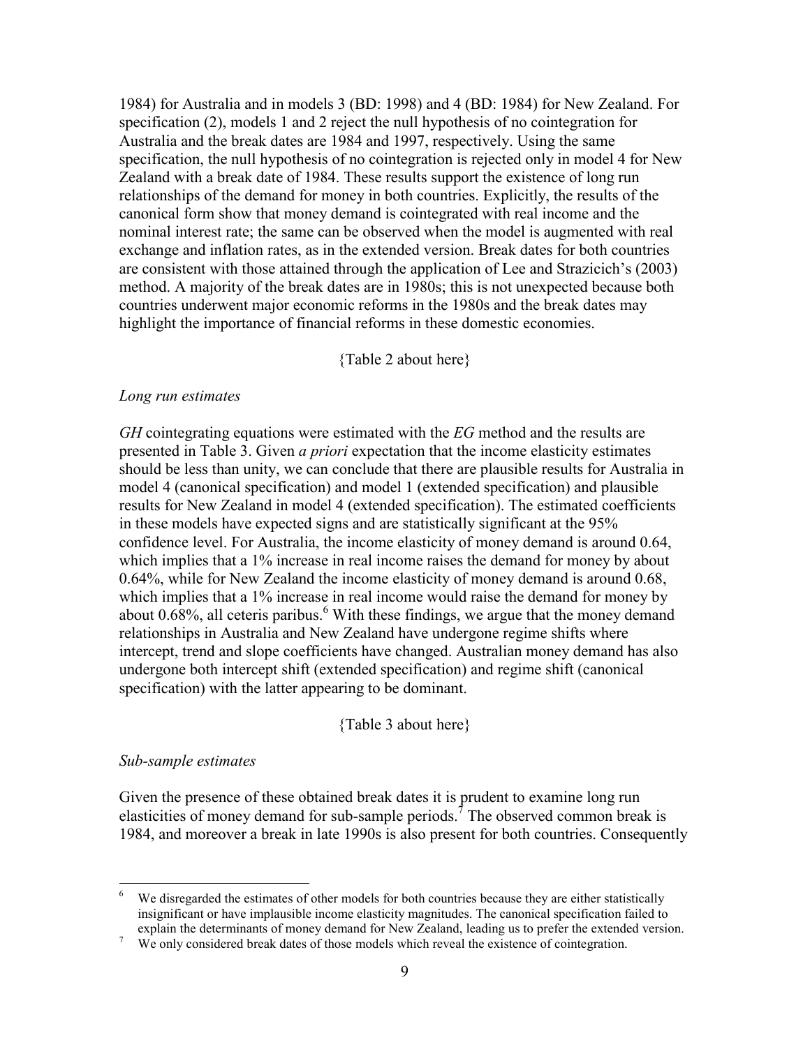1984) for Australia and in models 3 (BD: 1998) and 4 (BD: 1984) for New Zealand. For specification (2), models 1 and 2 reject the null hypothesis of no cointegration for Australia and the break dates are 1984 and 1997, respectively. Using the same specification, the null hypothesis of no cointegration is rejected only in model 4 for New Zealand with a break date of 1984. These results support the existence of long run relationships of the demand for money in both countries. Explicitly, the results of the canonical form show that money demand is cointegrated with real income and the nominal interest rate; the same can be observed when the model is augmented with real exchange and inflation rates, as in the extended version. Break dates for both countries are consistent with those attained through the application of Lee and Strazicich's (2003) method. A majority of the break dates are in 1980s; this is not unexpected because both countries underwent major economic reforms in the 1980s and the break dates may highlight the importance of financial reforms in these domestic economies.

{Table 2 about here}

*Long run estimates*

*GH* cointegrating equations were estimated with the *EG* method and the results are presented in Table 3. Given *a priori* expectation that the income elasticity estimates should be less than unity, we can conclude that there are plausible results for Australia in model 4 (canonical specification) and model 1 (extended specification) and plausible results for New Zealand in model 4 (extended specification). The estimated coefficients in these models have expected signs and are statistically significant at the 95% confidence level. For Australia, the income elasticity of money demand is around 0.64, which implies that a 1% increase in real income raises the demand for money by about 0.64%, while for New Zealand the income elasticity of money demand is around 0.68, which implies that a 1% increase in real income would raise the demand for money by about 0.68%, all ceteris paribus.[6] With these findings, we argue that the money demand relationships in Australia and New Zealand have undergone regime shifts where intercept, trend and slope coefficients have changed. Australian money demand has also undergone both intercept shift (extended specification) and regime shift (canonical specification) with the latter appearing to be dominant.

{Table 3 about here}

*Sub-sample estimates*

Given the presence of these obtained break dates it is prudent to examine long run elasticities of money demand for sub-sample periods.[7] The observed common break is 1984, and moreover a break in late 1990s is also present for both countries. Consequently

[6] We disregarded the estimates of other models for both countries because they are either statistically insignificant or have implausible income elasticity magnitudes. The canonical specification failed to explain the determinants of money demand for New Zealand, leading us to prefer the extended version.

[7] We only considered break dates of those models which reveal the existence of cointegration.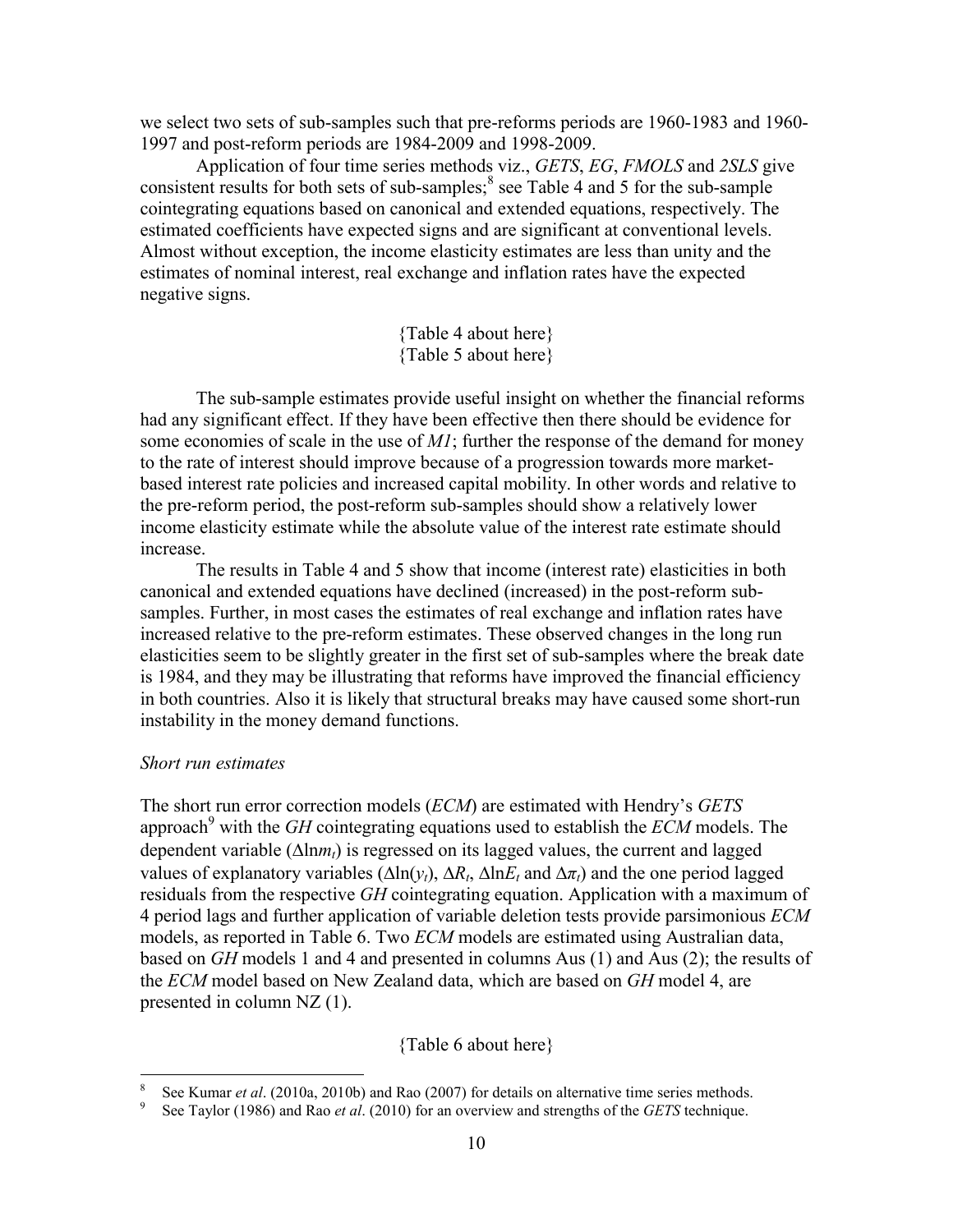we select two sets of sub-samples such that pre-reforms periods are 1960-1983 and 1960-1997 and post-reform periods are 1984-2009 and 1998-2009.

Application of four time series methods viz., *GETS*, *EG*, *FMOLS* and *2SLS* give consistent results for both sets of sub-samples;[8] see Table 4 and 5 for the sub-sample cointegrating equations based on canonical and extended equations, respectively. The estimated coefficients have expected signs and are significant at conventional levels. Almost without exception, the income elasticity estimates are less than unity and the estimates of nominal interest, real exchange and inflation rates have the expected negative signs.

{Table 4 about here}
{Table 5 about here}

The sub-sample estimates provide useful insight on whether the financial reforms had any significant effect. If they have been effective then there should be evidence for some economies of scale in the use of *M1*; further the response of the demand for money to the rate of interest should improve because of a progression towards more market-based interest rate policies and increased capital mobility. In other words and relative to the pre-reform period, the post-reform sub-samples should show a relatively lower income elasticity estimate while the absolute value of the interest rate estimate should increase.

The results in Table 4 and 5 show that income (interest rate) elasticities in both canonical and extended equations have declined (increased) in the post-reform sub-samples. Further, in most cases the estimates of real exchange and inflation rates have increased relative to the pre-reform estimates. These observed changes in the long run elasticities seem to be slightly greater in the first set of sub-samples where the break date is 1984, and they may be illustrating that reforms have improved the financial efficiency in both countries. Also it is likely that structural breaks may have caused some short-run instability in the money demand functions.

*Short run estimates*

The short run error correction models (*ECM*) are estimated with Hendry's *GETS* approach[9] with the *GH* cointegrating equations used to establish the *ECM* models. The dependent variable ($\Delta \ln m_t$) is regressed on its lagged values, the current and lagged values of explanatory variables ($\Delta \ln(y_t)$, $\Delta R_t$, $\Delta \ln E_t$ and $\Delta \pi_t$) and the one period lagged residuals from the respective *GH* cointegrating equation. Application with a maximum of 4 period lags and further application of variable deletion tests provide parsimonious *ECM* models, as reported in Table 6. Two *ECM* models are estimated using Australian data, based on *GH* models 1 and 4 and presented in columns Aus (1) and Aus (2); the results of the *ECM* model based on New Zealand data, which are based on *GH* model 4, are presented in column NZ (1).

{Table 6 about here}

[8] See Kumar *et al*. (2010a, 2010b) and Rao (2007) for details on alternative time series methods.

[9] See Taylor (1986) and Rao *et al*. (2010) for an overview and strengths of the *GETS* technique.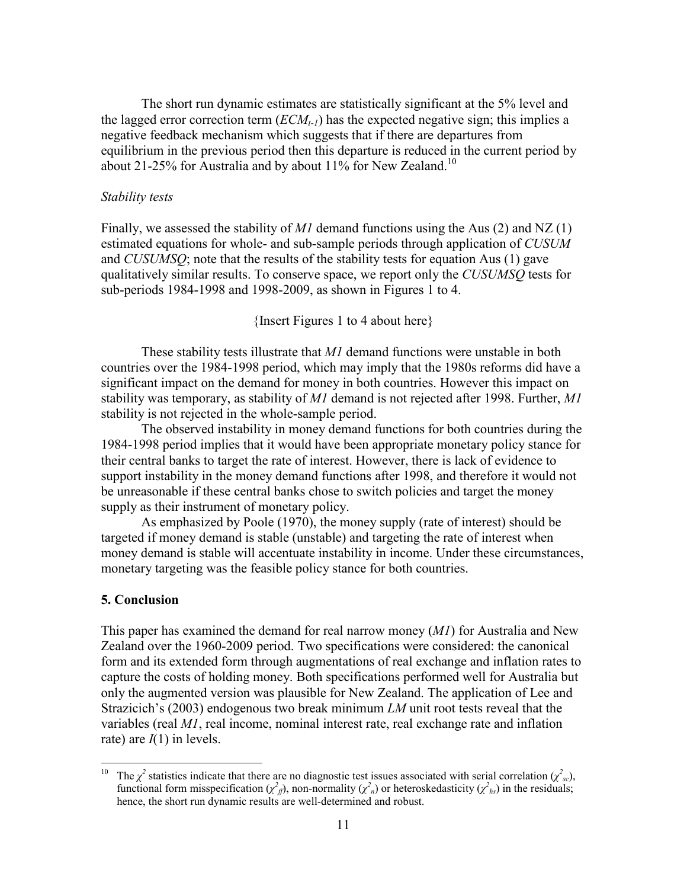The short run dynamic estimates are statistically significant at the 5% level and the lagged error correction term ($ECM_{t-1}$) has the expected negative sign; this implies a negative feedback mechanism which suggests that if there are departures from equilibrium in the previous period then this departure is reduced in the current period by about 21-25% for Australia and by about 11% for New Zealand.[10]

*Stability tests*

Finally, we assessed the stability of *M1* demand functions using the Aus (2) and NZ (1) estimated equations for whole- and sub-sample periods through application of *CUSUM* and *CUSUMSQ*; note that the results of the stability tests for equation Aus (1) gave qualitatively similar results. To conserve space, we report only the *CUSUMSQ* tests for sub-periods 1984-1998 and 1998-2009, as shown in Figures 1 to 4.

{Insert Figures 1 to 4 about here}

These stability tests illustrate that *M1* demand functions were unstable in both countries over the 1984-1998 period, which may imply that the 1980s reforms did have a significant impact on the demand for money in both countries. However this impact on stability was temporary, as stability of *M1* demand is not rejected after 1998. Further, *M1* stability is not rejected in the whole-sample period.

The observed instability in money demand functions for both countries during the 1984-1998 period implies that it would have been appropriate monetary policy stance for their central banks to target the rate of interest. However, there is lack of evidence to support instability in the money demand functions after 1998, and therefore it would not be unreasonable if these central banks chose to switch policies and target the money supply as their instrument of monetary policy.

As emphasized by Poole (1970), the money supply (rate of interest) should be targeted if money demand is stable (unstable) and targeting the rate of interest when money demand is stable will accentuate instability in income. Under these circumstances, monetary targeting was the feasible policy stance for both countries.

## 5. Conclusion

This paper has examined the demand for real narrow money (*M1*) for Australia and New Zealand over the 1960-2009 period. Two specifications were considered: the canonical form and its extended form through augmentations of real exchange and inflation rates to capture the costs of holding money. Both specifications performed well for Australia but only the augmented version was plausible for New Zealand. The application of Lee and Strazicich's (2003) endogenous two break minimum *LM* unit root tests reveal that the variables (real *M1*, real income, nominal interest rate, real exchange rate and inflation rate) are $I(1)$ in levels.

---

[10] The $\chi^2$ statistics indicate that there are no diagnostic test issues associated with serial correlation ($\chi^2_{sc}$), functional form misspecification ($\chi^2_{ff}$), non-normality ($\chi^2_{n}$) or heteroskedasticity ($\chi^2_{hs}$) in the residuals; hence, the short run dynamic results are well-determined and robust.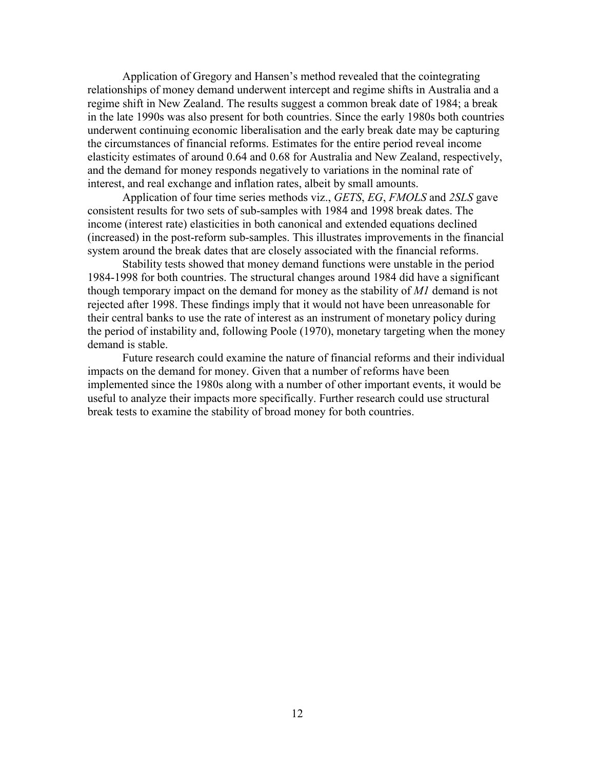Application of Gregory and Hansen's method revealed that the cointegrating relationships of money demand underwent intercept and regime shifts in Australia and a regime shift in New Zealand. The results suggest a common break date of 1984; a break in the late 1990s was also present for both countries. Since the early 1980s both countries underwent continuing economic liberalisation and the early break date may be capturing the circumstances of financial reforms. Estimates for the entire period reveal income elasticity estimates of around 0.64 and 0.68 for Australia and New Zealand, respectively, and the demand for money responds negatively to variations in the nominal rate of interest, and real exchange and inflation rates, albeit by small amounts.

Application of four time series methods viz., *GETS*, *EG*, *FMOLS* and *2SLS* gave consistent results for two sets of sub-samples with 1984 and 1998 break dates. The income (interest rate) elasticities in both canonical and extended equations declined (increased) in the post-reform sub-samples. This illustrates improvements in the financial system around the break dates that are closely associated with the financial reforms.

Stability tests showed that money demand functions were unstable in the period 1984-1998 for both countries. The structural changes around 1984 did have a significant though temporary impact on the demand for money as the stability of *M1* demand is not rejected after 1998. These findings imply that it would not have been unreasonable for their central banks to use the rate of interest as an instrument of monetary policy during the period of instability and, following Poole (1970), monetary targeting when the money demand is stable.

Future research could examine the nature of financial reforms and their individual impacts on the demand for money. Given that a number of reforms have been implemented since the 1980s along with a number of other important events, it would be useful to analyze their impacts more specifically. Further research could use structural break tests to examine the stability of broad money for both countries.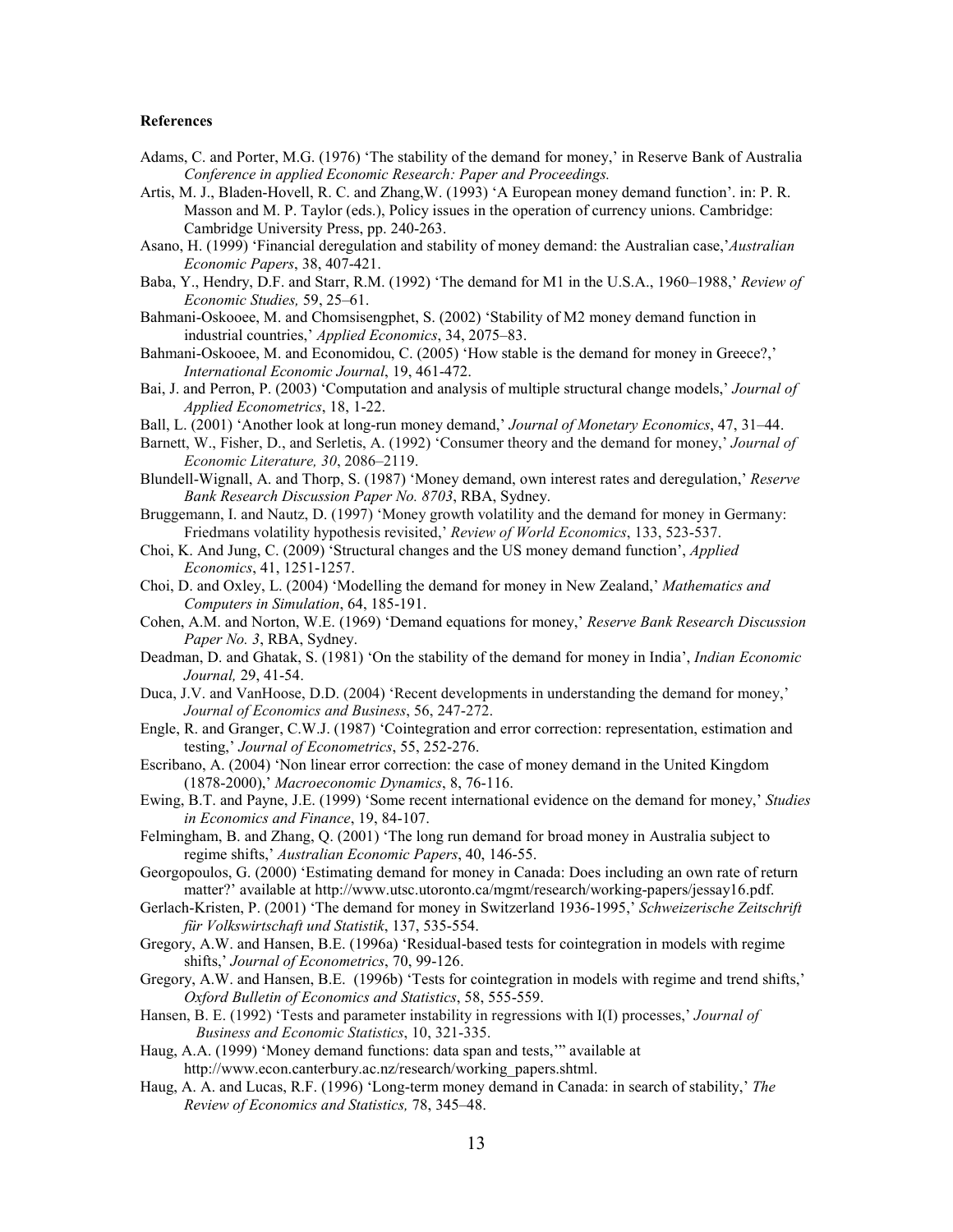**References**

Adams, C. and Porter, M.G. (1976) 'The stability of the demand for money,' in Reserve Bank of Australia *Conference in applied Economic Research: Paper and Proceedings.*

Artis, M. J., Bladen-Hovell, R. C. and Zhang,W. (1993) 'A European money demand function'. in: P. R. Masson and M. P. Taylor (eds.), Policy issues in the operation of currency unions. Cambridge: Cambridge University Press, pp. 240-263.

Asano, H. (1999) 'Financial deregulation and stability of money demand: the Australian case,'*Australian Economic Papers*, 38, 407-421.

Baba, Y., Hendry, D.F. and Starr, R.M. (1992) 'The demand for M1 in the U.S.A., 1960–1988,' *Review of Economic Studies,* 59, 25–61.

Bahmani-Oskooee, M. and Chomsisengphet, S. (2002) 'Stability of M2 money demand function in industrial countries,' *Applied Economics*, 34, 2075–83.

Bahmani-Oskooee, M. and Economidou, C. (2005) 'How stable is the demand for money in Greece?,' *International Economic Journal*, 19, 461-472.

Bai, J. and Perron, P. (2003) 'Computation and analysis of multiple structural change models,' *Journal of Applied Econometrics*, 18, 1-22.

Ball, L. (2001) 'Another look at long-run money demand,' *Journal of Monetary Economics*, 47, 31–44.

Barnett, W., Fisher, D., and Serletis, A. (1992) 'Consumer theory and the demand for money,' *Journal of Economic Literature, 30*, 2086–2119.

Blundell-Wignall, A. and Thorp, S. (1987) 'Money demand, own interest rates and deregulation,' *Reserve Bank Research Discussion Paper No. 8703*, RBA, Sydney.

Bruggemann, I. and Nautz, D. (1997) 'Money growth volatility and the demand for money in Germany: Friedmans volatility hypothesis revisited,' *Review of World Economics*, 133, 523-537.

Choi, K. And Jung, C. (2009) 'Structural changes and the US money demand function', *Applied Economics*, 41, 1251-1257.

Choi, D. and Oxley, L. (2004) 'Modelling the demand for money in New Zealand,' *Mathematics and Computers in Simulation*, 64, 185-191.

Cohen, A.M. and Norton, W.E. (1969) 'Demand equations for money,' *Reserve Bank Research Discussion Paper No. 3*, RBA, Sydney.

Deadman, D. and Ghatak, S. (1981) 'On the stability of the demand for money in India', *Indian Economic Journal,* 29, 41-54.

Duca, J.V. and VanHoose, D.D. (2004) 'Recent developments in understanding the demand for money,' *Journal of Economics and Business*, 56, 247-272.

Engle, R. and Granger, C.W.J. (1987) 'Cointegration and error correction: representation, estimation and testing,' *Journal of Econometrics*, 55, 252-276.

Escribano, A. (2004) 'Non linear error correction: the case of money demand in the United Kingdom (1878-2000),' *Macroeconomic Dynamics*, 8, 76-116.

Ewing, B.T. and Payne, J.E. (1999) 'Some recent international evidence on the demand for money,' *Studies in Economics and Finance*, 19, 84-107.

Felmingham, B. and Zhang, Q. (2001) 'The long run demand for broad money in Australia subject to regime shifts,' *Australian Economic Papers*, 40, 146-55.

Georgopoulos, G. (2000) 'Estimating demand for money in Canada: Does including an own rate of return matter?' available at http://www.utsc.utoronto.ca/mgmt/research/working-papers/jessay16.pdf.

Gerlach-Kristen, P. (2001) 'The demand for money in Switzerland 1936-1995,' *Schweizerische Zeitschrift für Volkswirtschaft und Statistik*, 137, 535-554.

Gregory, A.W. and Hansen, B.E. (1996a) 'Residual-based tests for cointegration in models with regime shifts,' *Journal of Econometrics*, 70, 99-126.

Gregory, A.W. and Hansen, B.E. (1996b) 'Tests for cointegration in models with regime and trend shifts,' *Oxford Bulletin of Economics and Statistics*, 58, 555-559.

Hansen, B. E. (1992) 'Tests and parameter instability in regressions with I(I) processes,' *Journal of Business and Economic Statistics*, 10, 321-335.

Haug, A.A. (1999) 'Money demand functions: data span and tests,'" available at http://www.econ.canterbury.ac.nz/research/working_papers.shtml.

Haug, A. A. and Lucas, R.F. (1996) 'Long-term money demand in Canada: in search of stability,' *The Review of Economics and Statistics,* 78, 345–48.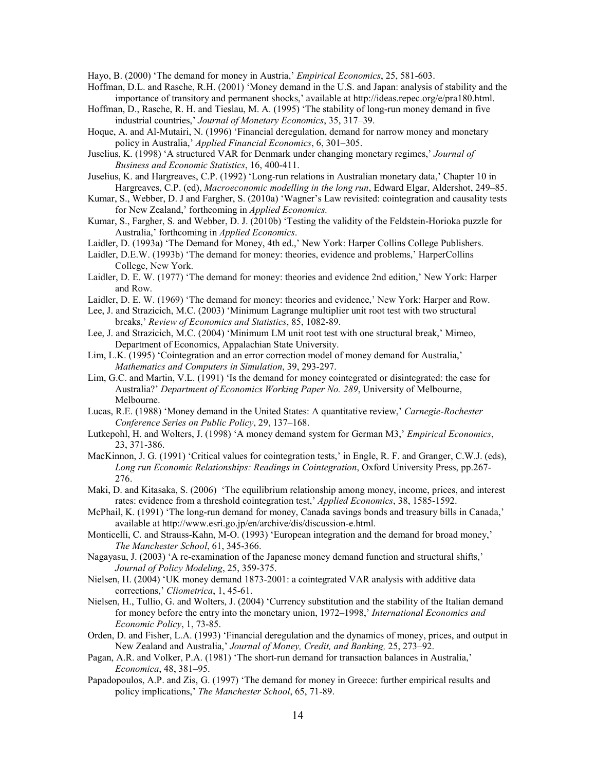Hayo, B. (2000) 'The demand for money in Austria,' *Empirical Economics*, 25, 581-603.

Hoffman, D.L. and Rasche, R.H. (2001) 'Money demand in the U.S. and Japan: analysis of stability and the importance of transitory and permanent shocks,' available at http://ideas.repec.org/e/pra180.html.

Hoffman, D., Rasche, R. H. and Tieslau, M. A. (1995) 'The stability of long-run money demand in five industrial countries,' *Journal of Monetary Economics*, 35, 317–39.

Hoque, A. and Al-Mutairi, N. (1996) 'Financial deregulation, demand for narrow money and monetary policy in Australia,' *Applied Financial Economics*, 6, 301–305.

Juselius, K. (1998) 'A structured VAR for Denmark under changing monetary regimes,' *Journal of Business and Economic Statistics*, 16, 400-411.

Juselius, K. and Hargreaves, C.P. (1992) 'Long-run relations in Australian monetary data,' Chapter 10 in Hargreaves, C.P. (ed), *Macroeconomic modelling in the long run*, Edward Elgar, Aldershot, 249–85.

Kumar, S., Webber, D. J and Fargher, S. (2010a) 'Wagner's Law revisited: cointegration and causality tests for New Zealand,' forthcoming in *Applied Economics.*

Kumar, S., Fargher, S. and Webber, D. J. (2010b) 'Testing the validity of the Feldstein-Horioka puzzle for Australia,' forthcoming in *Applied Economics*.

Laidler, D. (1993a) 'The Demand for Money, 4th ed.,' New York: Harper Collins College Publishers.

Laidler, D.E.W. (1993b) 'The demand for money: theories, evidence and problems,' HarperCollins College, New York.

Laidler, D. E. W. (1977) 'The demand for money: theories and evidence 2nd edition,' New York: Harper and Row.

Laidler, D. E. W. (1969) 'The demand for money: theories and evidence,' New York: Harper and Row.

Lee, J. and Strazicich, M.C. (2003) 'Minimum Lagrange multiplier unit root test with two structural breaks,' *Review of Economics and Statistics*, 85, 1082-89.

Lee, J. and Strazicich, M.C. (2004) 'Minimum LM unit root test with one structural break,' Mimeo, Department of Economics, Appalachian State University.

Lim, L.K. (1995) 'Cointegration and an error correction model of money demand for Australia,' *Mathematics and Computers in Simulation*, 39, 293-297.

Lim, G.C. and Martin, V.L. (1991) 'Is the demand for money cointegrated or disintegrated: the case for Australia?' *Department of Economics Working Paper No. 289*, University of Melbourne, Melbourne.

Lucas, R.E. (1988) 'Money demand in the United States: A quantitative review,' *Carnegie-Rochester Conference Series on Public Policy*, 29, 137–168.

Lutkepohl, H. and Wolters, J. (1998) 'A money demand system for German M3,' *Empirical Economics*, 23, 371-386.

MacKinnon, J. G. (1991) 'Critical values for cointegration tests,' in Engle, R. F. and Granger, C.W.J. (eds), *Long run Economic Relationships: Readings in Cointegration*, Oxford University Press, pp.267-276.

Maki, D. and Kitasaka, S. (2006) 'The equilibrium relationship among money, income, prices, and interest rates: evidence from a threshold cointegration test,' *Applied Economics*, 38, 1585-1592.

McPhail, K. (1991) 'The long-run demand for money, Canada savings bonds and treasury bills in Canada,' available at http://www.esri.go.jp/en/archive/dis/discussion-e.html.

Monticelli, C. and Strauss-Kahn, M-O. (1993) 'European integration and the demand for broad money,' *The Manchester School*, 61, 345-366.

Nagayasu, J. (2003) 'A re-examination of the Japanese money demand function and structural shifts,' *Journal of Policy Modeling*, 25, 359-375.

Nielsen, H. (2004) 'UK money demand 1873-2001: a cointegrated VAR analysis with additive data corrections,' *Cliometrica*, 1, 45-61.

Nielsen, H., Tullio, G. and Wolters, J. (2004) 'Currency substitution and the stability of the Italian demand for money before the entry into the monetary union, 1972–1998,' *International Economics and Economic Policy*, 1, 73-85.

Orden, D. and Fisher, L.A. (1993) 'Financial deregulation and the dynamics of money, prices, and output in New Zealand and Australia,' *Journal of Money, Credit, and Banking,* 25, 273–92.

Pagan, A.R. and Volker, P.A. (1981) 'The short-run demand for transaction balances in Australia,' *Economica*, 48, 381–95.

Papadopoulos, A.P. and Zis, G. (1997) 'The demand for money in Greece: further empirical results and policy implications,' *The Manchester School*, 65, 71-89.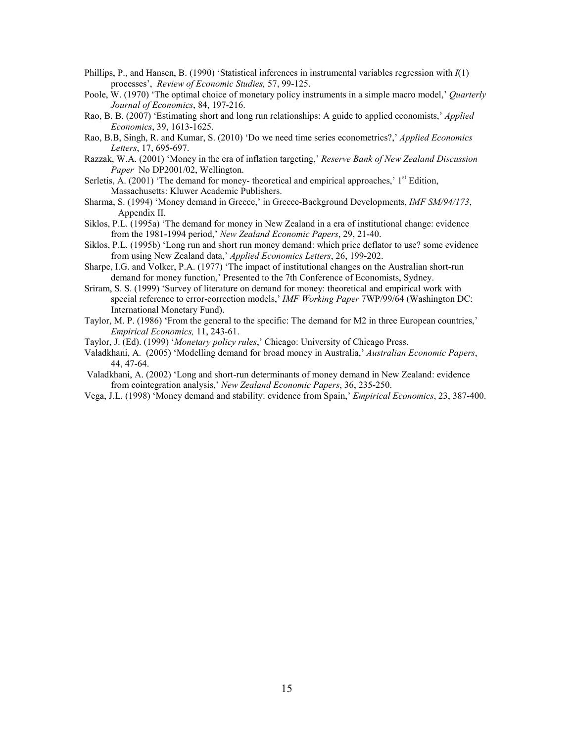Phillips, P., and Hansen, B. (1990) 'Statistical inferences in instrumental variables regression with *I*(1) processes', *Review of Economic Studies,* 57, 99-125.

Poole, W. (1970) 'The optimal choice of monetary policy instruments in a simple macro model,' *Quarterly Journal of Economics*, 84, 197-216.

Rao, B. B. (2007) 'Estimating short and long run relationships: A guide to applied economists,' *Applied Economics*, 39, 1613-1625.

Rao, B.B, Singh, R. and Kumar, S. (2010) 'Do we need time series econometrics?,' *Applied Economics Letters*, 17, 695-697.

Razzak, W.A. (2001) 'Money in the era of inflation targeting,' *Reserve Bank of New Zealand Discussion Paper* No DP2001/02, Wellington.

Serletis, A. (2001) 'The demand for money- theoretical and empirical approaches,' 1st Edition, Massachusetts: Kluwer Academic Publishers.

Sharma, S. (1994) 'Money demand in Greece,' in Greece-Background Developments, *IMF SM/94/173*, Appendix II.

Siklos, P.L. (1995a) 'The demand for money in New Zealand in a era of institutional change: evidence from the 1981-1994 period,' *New Zealand Economic Papers*, 29, 21-40.

Siklos, P.L. (1995b) 'Long run and short run money demand: which price deflator to use? some evidence from using New Zealand data,' *Applied Economics Letters*, 26, 199-202.

Sharpe, I.G. and Volker, P.A. (1977) 'The impact of institutional changes on the Australian short-run demand for money function,' Presented to the 7th Conference of Economists, Sydney.

Sriram, S. S. (1999) 'Survey of literature on demand for money: theoretical and empirical work with special reference to error-correction models,' *IMF Working Paper* 7WP/99/64 (Washington DC: International Monetary Fund).

Taylor, M. P. (1986) 'From the general to the specific: The demand for M2 in three European countries,' *Empirical Economics,* 11, 243-61.

Taylor, J. (Ed). (1999) '*Monetary policy rules*,' Chicago: University of Chicago Press.

Valadkhani, A. (2005) 'Modelling demand for broad money in Australia,' *Australian Economic Papers*, 44, 47-64.

Valadkhani, A. (2002) 'Long and short-run determinants of money demand in New Zealand: evidence from cointegration analysis,' *New Zealand Economic Papers*, 36, 235-250.

Vega, J.L. (1998) 'Money demand and stability: evidence from Spain,' *Empirical Economics*, 23, 387-400.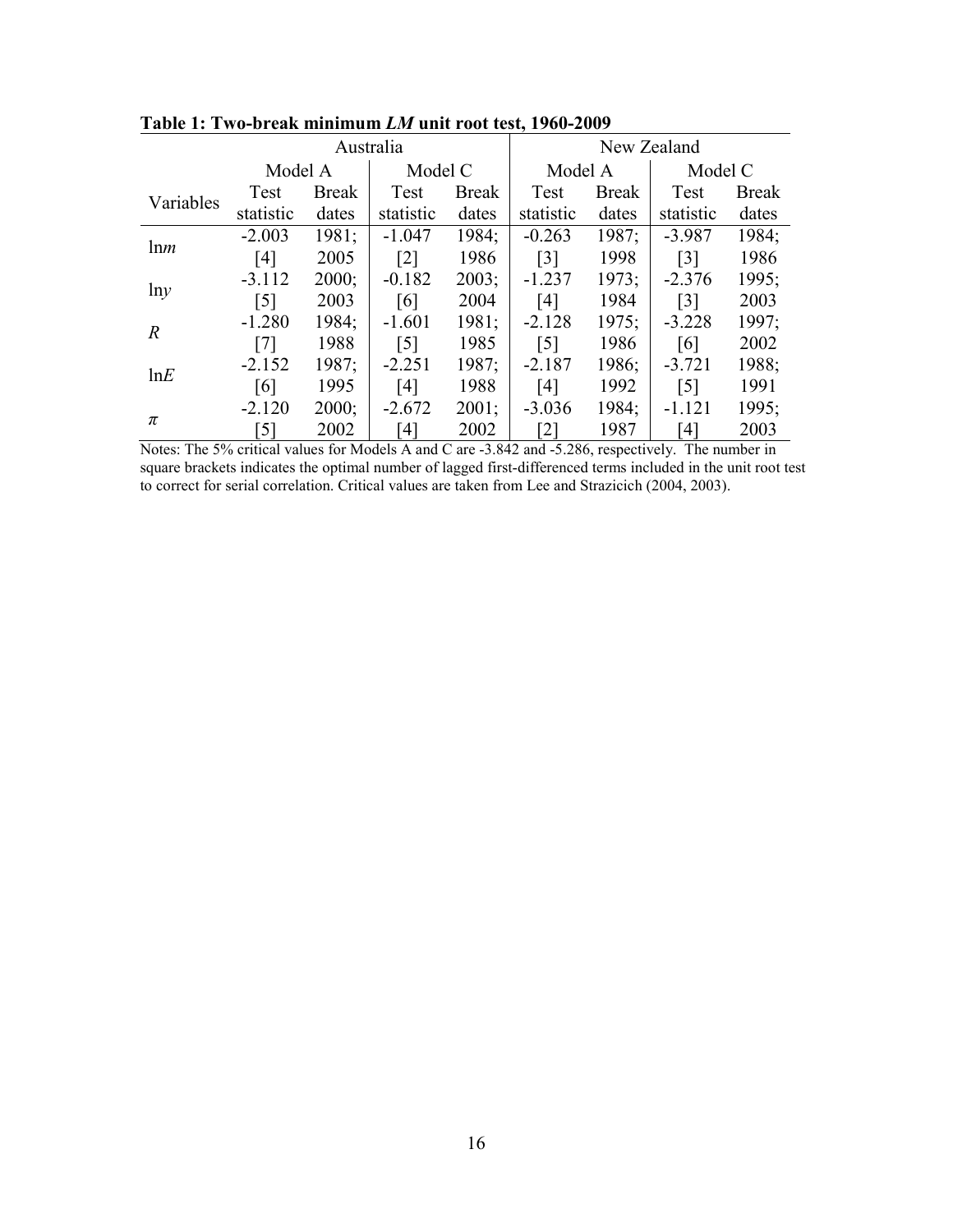**Table 1: Two-break minimum *LM* unit root test, 1960-2009**

| Variables | Australia | | | | New Zealand | | | |
|---|---|---|---|---|---|---|---|---|
| | Model A | | Model C | | Model A | | Model C | |
| | Test statistic | Break dates | Test statistic | Break dates | Test statistic | Break dates | Test statistic | Break dates |
| $\ln m$ | -2.003 [4] | 1981; 2005 | -1.047 [2] | 1984; 1986 | -0.263 [3] | 1987; 1998 | -3.987 [3] | 1984; 1986 |
| $\ln y$ | -3.112 [5] | 2000; 2003 | -0.182 [6] | 2003; 2004 | -1.237 [4] | 1973; 1984 | -2.376 [3] | 1995; 2003 |
| $R$ | -1.280 [7] | 1984; 1988 | -1.601 [5] | 1981; 1985 | -2.128 [5] | 1975; 1986 | -3.228 [6] | 1997; 2002 |
| $\ln E$ | -2.152 [6] | 1987; 1995 | -2.251 [4] | 1987; 1988 | -2.187 [4] | 1986; 1992 | -3.721 [5] | 1988; 1991 |
| $\pi$ | -2.120 [5] | 2000; 2002 | -2.672 [4] | 2001; 2002 | -3.036 [2] | 1984; 1987 | -1.121 [4] | 1995; 2003 |

Notes: The 5% critical values for Models A and C are -3.842 and -5.286, respectively. The number in square brackets indicates the optimal number of lagged first-differenced terms included in the unit root test to correct for serial correlation. Critical values are taken from Lee and Strazicich (2004, 2003).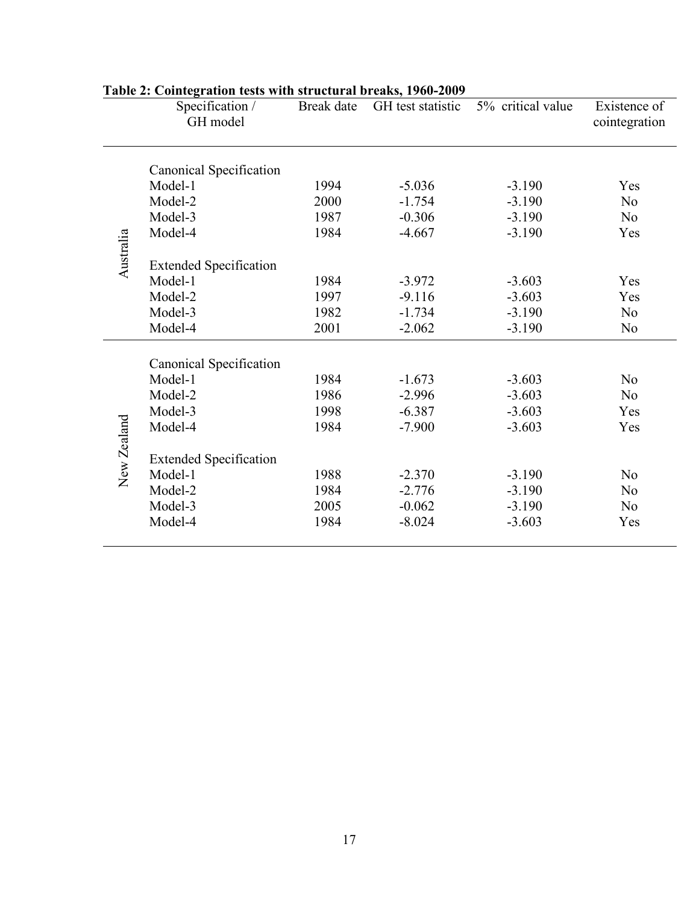**Table 2: Cointegration tests with structural breaks, 1960-2009**

| | Specification / GH model | Break date | GH test statistic | 5% critical value | Existence of cointegration |
|---|---|---|---|---|---|
| Australia | Canonical Specification | | | | |
| | Model-1 | 1994 | -5.036 | -3.190 | Yes |
| | Model-2 | 2000 | -1.754 | -3.190 | No |
| | Model-3 | 1987 | -0.306 | -3.190 | No |
| | Model-4 | 1984 | -4.667 | -3.190 | Yes |
| | Extended Specification | | | | |
| | Model-1 | 1984 | -3.972 | -3.603 | Yes |
| | Model-2 | 1997 | -9.116 | -3.603 | Yes |
| | Model-3 | 1982 | -1.734 | -3.190 | No |
| | Model-4 | 2001 | -2.062 | -3.190 | No |
| New Zealand | Canonical Specification | | | | |
| | Model-1 | 1984 | -1.673 | -3.603 | No |
| | Model-2 | 1986 | -2.996 | -3.603 | No |
| | Model-3 | 1998 | -6.387 | -3.603 | Yes |
| | Model-4 | 1984 | -7.900 | -3.603 | Yes |
| | Extended Specification | | | | |
| | Model-1 | 1988 | -2.370 | -3.190 | No |
| | Model-2 | 1984 | -2.776 | -3.190 | No |
| | Model-3 | 2005 | -0.062 | -3.190 | No |
| | Model-4 | 1984 | -8.024 | -3.603 | Yes |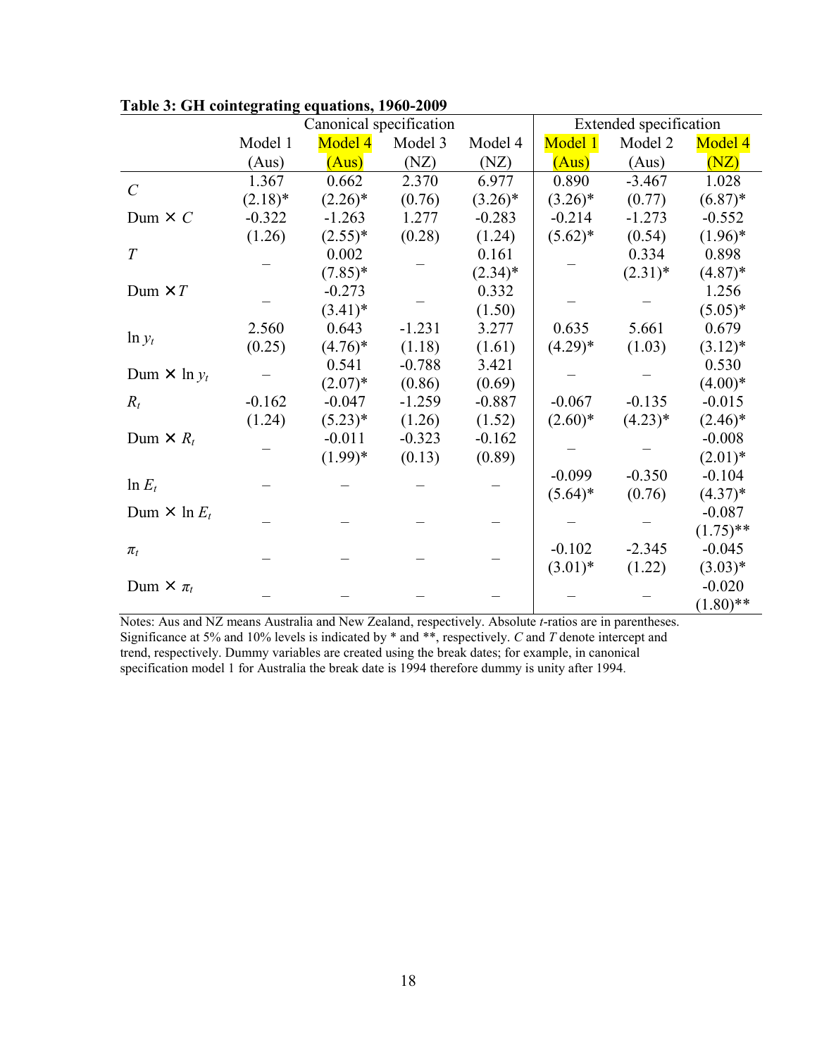**Table 3: GH cointegrating equations, 1960-2009**

| | Canonical specification | | | | Extended specification | | |
|---|---|---|---|---|---|---|---|
| | Model 1 (Aus) | Model 4 (Aus) | Model 3 (NZ) | Model 4 (NZ) | Model 1 (Aus) | Model 2 (Aus) | Model 4 (NZ) |
| $C$ | 1.367 (2.18)* | 0.662 (2.26)* | 2.370 (0.76) | 6.977 (3.26)* | 0.890 (3.26)* | -3.467 (0.77) | 1.028 (6.87)* |
| Dum × $C$ | -0.322 (1.26) | -1.263 (2.55)* | 1.277 (0.28) | -0.283 (1.24) | -0.214 (5.62)* | -1.273 (0.54) | -0.552 (1.96)* |
| $T$ | – | 0.002 (7.85)* | – | 0.161 (2.34)* | – | 0.334 (2.31)* | 0.898 (4.87)* |
| Dum × $T$ | – | -0.273 (3.41)* | – | 0.332 (1.50) | – | – | 1.256 (5.05)* |
| $\ln y_t$ | 2.560 (0.25) | 0.643 (4.76)* | -1.231 (1.18) | 3.277 (1.61) | 0.635 (4.29)* | 5.661 (1.03) | 0.679 (3.12)* |
| Dum × $\ln y_t$ | – | 0.541 (2.07)* | -0.788 (0.86) | 3.421 (0.69) | – | – | 0.530 (4.00)* |
| $R_t$ | -0.162 (1.24) | -0.047 (5.23)* | -1.259 (1.26) | -0.887 (1.52) | -0.067 (2.60)* | -0.135 (4.23)* | -0.015 (2.46)* |
| Dum × $R_t$ | – | -0.011 (1.99)* | -0.323 (0.13) | -0.162 (0.89) | – | – | -0.008 (2.01)* |
| $\ln E_t$ | – | – | – | – | -0.099 (5.64)* | -0.350 (0.76) | -0.104 (4.37)* |
| Dum × $\ln E_t$ | – | – | – | – | – | – | -0.087 (1.75)** |
| $\pi_t$ | – | – | – | – | -0.102 (3.01)* | -2.345 (1.22) | -0.045 (3.03)* |
| Dum × $\pi_t$ | – | – | – | – | – | – | -0.020 (1.80)** |

Notes: Aus and NZ means Australia and New Zealand, respectively. Absolute *t*-ratios are in parentheses. Significance at 5% and 10% levels is indicated by * and **, respectively. $C$ and $T$ denote intercept and trend, respectively. Dummy variables are created using the break dates; for example, in canonical specification model 1 for Australia the break date is 1994 therefore dummy is unity after 1994.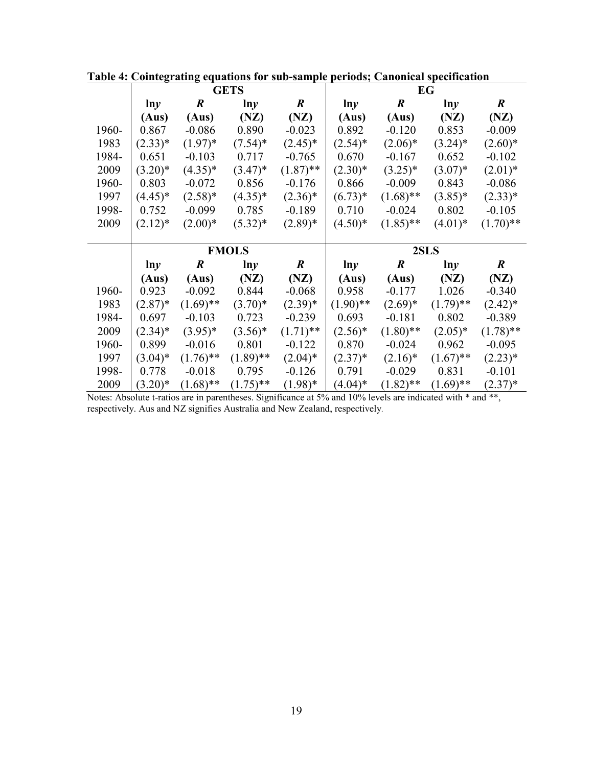**Table 4: Cointegrating equations for sub-sample periods; Canonical specification**

| | GETS | | | | EG | | | |
|---|---|---|---|---|---|---|---|---|
| | **ln*y* (Aus)** | ***R* (Aus)** | **ln*y* (NZ)** | ***R* (NZ)** | **ln*y* (Aus)** | ***R* (Aus)** | **ln*y* (NZ)** | ***R* (NZ)** |
| 1960-1983 | 0.867 (2.33)* | -0.086 (1.97)* | 0.890 (7.54)* | -0.023 (2.45)* | 0.892 (2.54)* | -0.120 (2.06)* | 0.853 (3.24)* | -0.009 (2.60)* |
| 1984-2009 | 0.651 (3.20)* | -0.103 (4.35)* | 0.717 (3.47)* | -0.765 (1.87)** | 0.670 (2.30)* | -0.167 (3.25)* | 0.652 (3.07)* | -0.102 (2.01)* |
| 1960-1997 | 0.803 (4.45)* | -0.072 (2.58)* | 0.856 (4.35)* | -0.176 (2.36)* | 0.866 (6.73)* | -0.009 (1.68)** | 0.843 (3.85)* | -0.086 (2.33)* |
| 1998-2009 | 0.752 (2.12)* | -0.099 (2.00)* | 0.785 (5.32)* | -0.189 (2.89)* | 0.710 (4.50)* | -0.024 (1.85)** | 0.802 (4.01)* | -0.105 (1.70)** |
| | **FMOLS** | | | | **2SLS** | | | |
| | **ln*y* (Aus)** | ***R* (Aus)** | **ln*y* (NZ)** | ***R* (NZ)** | **ln*y* (Aus)** | ***R* (Aus)** | **ln*y* (NZ)** | ***R* (NZ)** |
| 1960-1983 | 0.923 (2.87)* | -0.092 (1.69)** | 0.844 (3.70)* | -0.068 (2.39)* | 0.958 (1.90)** | -0.177 (2.69)* | 1.026 (1.79)** | -0.340 (2.42)* |
| 1984-2009 | 0.697 (2.34)* | -0.103 (3.95)* | 0.723 (3.56)* | -0.239 (1.71)** | 0.693 (2.56)* | -0.181 (1.80)** | 0.802 (2.05)* | -0.389 (1.78)** |
| 1960-1997 | 0.899 (3.04)* | -0.016 (1.76)** | 0.801 (1.89)** | -0.122 (2.04)* | 0.870 (2.37)* | -0.024 (2.16)* | 0.962 (1.67)** | -0.095 (2.23)* |
| 1998-2009 | 0.778 (3.20)* | -0.018 (1.68)** | 0.795 (1.75)** | -0.126 (1.98)* | 0.791 (4.04)* | -0.029 (1.82)** | 0.831 (1.69)** | -0.101 (2.37)* |

Notes: Absolute t-ratios are in parentheses. Significance at 5% and 10% levels are indicated with * and **, respectively. Aus and NZ signifies Australia and New Zealand, respectively.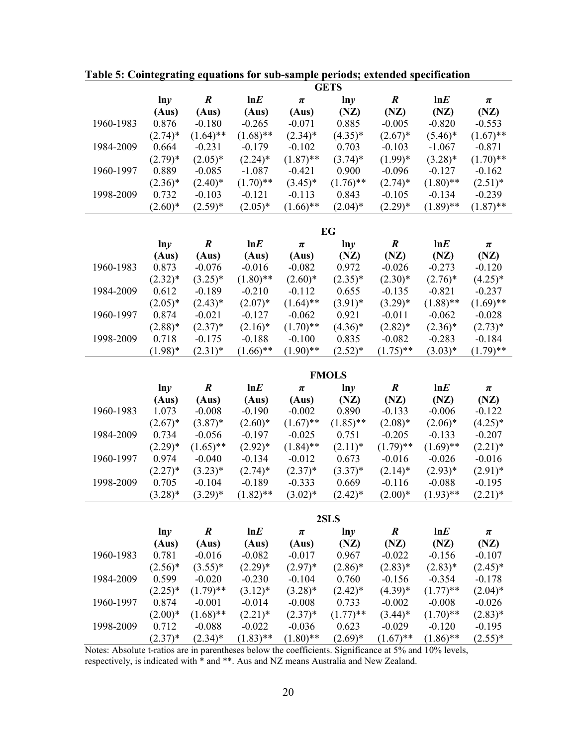**Table 5: Cointegrating equations for sub-sample periods; extended specification**

| | GETS | | | | | | | |
|---|---|---|---|---|---|---|---|---|
| | ln*y* (Aus) | *R* (Aus) | ln*E* (Aus) | $\pi$ (Aus) | ln*y* (NZ) | *R* (NZ) | ln*E* (NZ) | $\pi$ (NZ) |
| 1960-1983 | 0.876 | -0.180 | -0.265 | -0.071 | 0.885 | -0.005 | -0.820 | -0.553 |
| | (2.74)* | (1.64)** | (1.68)** | (2.34)* | (4.35)* | (2.67)* | (5.46)* | (1.67)** |
| 1984-2009 | 0.664 | -0.231 | -0.179 | -0.102 | 0.703 | -0.103 | -1.067 | -0.871 |
| | (2.79)* | (2.05)* | (2.24)* | (1.87)** | (3.74)* | (1.99)* | (3.28)* | (1.70)** |
| 1960-1997 | 0.889 | -0.085 | -1.087 | -0.421 | 0.900 | -0.096 | -0.127 | -0.162 |
| | (2.36)* | (2.40)* | (1.70)** | (3.45)* | (1.76)** | (2.74)* | (1.80)** | (2.51)* |
| 1998-2009 | 0.732 | -0.103 | -0.121 | -0.113 | 0.843 | -0.105 | -0.134 | -0.239 |
| | (2.60)* | (2.59)* | (2.05)* | (1.66)** | (2.04)* | (2.29)* | (1.89)** | (1.87)** |
| | **EG** | | | | | | | |
| | ln*y* (Aus) | *R* (Aus) | ln*E* (Aus) | $\pi$ (Aus) | ln*y* (NZ) | *R* (NZ) | ln*E* (NZ) | $\pi$ (NZ) |
| 1960-1983 | 0.873 | -0.076 | -0.016 | -0.082 | 0.972 | -0.026 | -0.273 | -0.120 |
| | (2.32)* | (3.25)* | (1.80)** | (2.60)* | (2.35)* | (2.30)* | (2.76)* | (4.25)* |
| 1984-2009 | 0.612 | -0.189 | -0.210 | -0.112 | 0.655 | -0.135 | -0.821 | -0.237 |
| | (2.05)* | (2.43)* | (2.07)* | (1.64)** | (3.91)* | (3.29)* | (1.88)** | (1.69)** |
| 1960-1997 | 0.874 | -0.021 | -0.127 | -0.062 | 0.921 | -0.011 | -0.062 | -0.028 |
| | (2.88)* | (2.37)* | (2.16)* | (1.70)** | (4.36)* | (2.82)* | (2.36)* | (2.73)* |
| 1998-2009 | 0.718 | -0.175 | -0.188 | -0.100 | 0.835 | -0.082 | -0.283 | -0.184 |
| | (1.98)* | (2.31)* | (1.66)** | (1.90)** | (2.52)* | (1.75)** | (3.03)* | (1.79)** |
| | **FMOLS** | | | | | | | |
| | ln*y* (Aus) | *R* (Aus) | ln*E* (Aus) | $\pi$ (Aus) | ln*y* (NZ) | *R* (NZ) | ln*E* (NZ) | $\pi$ (NZ) |
| 1960-1983 | 1.073 | -0.008 | -0.190 | -0.002 | 0.890 | -0.133 | -0.006 | -0.122 |
| | (2.67)* | (3.87)* | (2.60)* | (1.67)** | (1.85)** | (2.08)* | (2.06)* | (4.25)* |
| 1984-2009 | 0.734 | -0.056 | -0.197 | -0.025 | 0.751 | -0.205 | -0.133 | -0.207 |
| | (2.29)* | (1.65)** | (2.92)* | (1.84)** | (2.11)* | (1.79)** | (1.69)** | (2.21)* |
| 1960-1997 | 0.974 | -0.040 | -0.134 | -0.012 | 0.673 | -0.016 | -0.026 | -0.016 |
| | (2.27)* | (3.23)* | (2.74)* | (2.37)* | (3.37)* | (2.14)* | (2.93)* | (2.91)* |
| 1998-2009 | 0.705 | -0.104 | -0.189 | -0.333 | 0.669 | -0.116 | -0.088 | -0.195 |
| | (3.28)* | (3.29)* | (1.82)** | (3.02)* | (2.42)* | (2.00)* | (1.93)** | (2.21)* |
| | **2SLS** | | | | | | | |
| | ln*y* (Aus) | *R* (Aus) | ln*E* (Aus) | $\pi$ (Aus) | ln*y* (NZ) | *R* (NZ) | ln*E* (NZ) | $\pi$ (NZ) |
| 1960-1983 | 0.781 | -0.016 | -0.082 | -0.017 | 0.967 | -0.022 | -0.156 | -0.107 |
| | (2.56)* | (3.55)* | (2.29)* | (2.97)* | (2.86)* | (2.83)* | (2.83)* | (2.45)* |
| 1984-2009 | 0.599 | -0.020 | -0.230 | -0.104 | 0.760 | -0.156 | -0.354 | -0.178 |
| | (2.25)* | (1.79)** | (3.12)* | (3.28)* | (2.42)* | (4.39)* | (1.77)** | (2.04)* |
| 1960-1997 | 0.874 | -0.001 | -0.014 | -0.008 | 0.733 | -0.002 | -0.008 | -0.026 |
| | (2.00)* | (1.68)** | (2.21)* | (2.37)* | (1.77)** | (3.44)* | (1.70)** | (2.83)* |
| 1998-2009 | 0.712 | -0.088 | -0.022 | -0.036 | 0.623 | -0.029 | -0.120 | -0.195 |
| | (2.37)* | (2.34)* | (1.83)** | (1.80)** | (2.69)* | (1.67)** | (1.86)** | (2.55)* |

Notes: Absolute t-ratios are in parentheses below the coefficients. Significance at 5% and 10% levels, respectively, is indicated with * and **. Aus and NZ means Australia and New Zealand.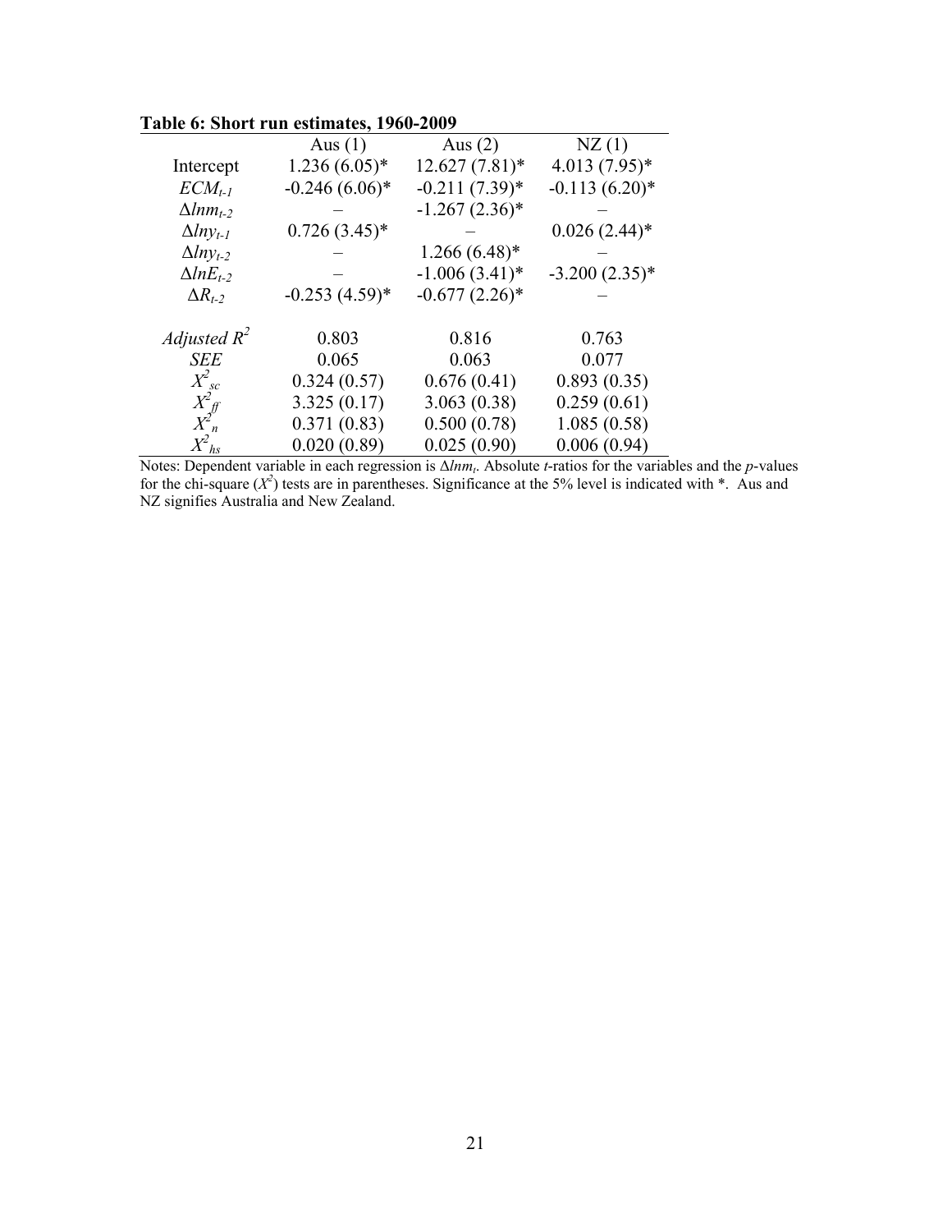**Table 6: Short run estimates, 1960-2009**

| | Aus (1) | Aus (2) | NZ (1) |
|---|---|---|---|
| Intercept | 1.236 (6.05)* | 12.627 (7.81)* | 4.013 (7.95)* |
| $ECM_{t-1}$ | -0.246 (6.06)* | -0.211 (7.39)* | -0.113 (6.20)* |
| $\Delta lnm_{t-2}$ | – | -1.267 (2.36)* | – |
| $\Delta lny_{t-1}$ | 0.726 (3.45)* | – | 0.026 (2.44)* |
| $\Delta lny_{t-2}$ | – | 1.266 (6.48)* | – |
| $\Delta lnE_{t-2}$ | – | -1.006 (3.41)* | -3.200 (2.35)* |
| $\Delta R_{t-2}$ | -0.253 (4.59)* | -0.677 (2.26)* | – |
| *Adjusted* $R^2$ | 0.803 | 0.816 | 0.763 |
| *SEE* | 0.065 | 0.063 | 0.077 |
| $X^2_{sc}$ | 0.324 (0.57) | 0.676 (0.41) | 0.893 (0.35) |
| $X^2_{ff}$ | 3.325 (0.17) | 3.063 (0.38) | 0.259 (0.61) |
| $X^2_{n}$ | 0.371 (0.83) | 0.500 (0.78) | 1.085 (0.58) |
| $X^2_{hs}$ | 0.020 (0.89) | 0.025 (0.90) | 0.006 (0.94) |

Notes: Dependent variable in each regression is $\Delta lnm_t$. Absolute *t*-ratios for the variables and the *p*-values for the chi-square ($X^2$) tests are in parentheses. Significance at the 5% level is indicated with *. Aus and NZ signifies Australia and New Zealand.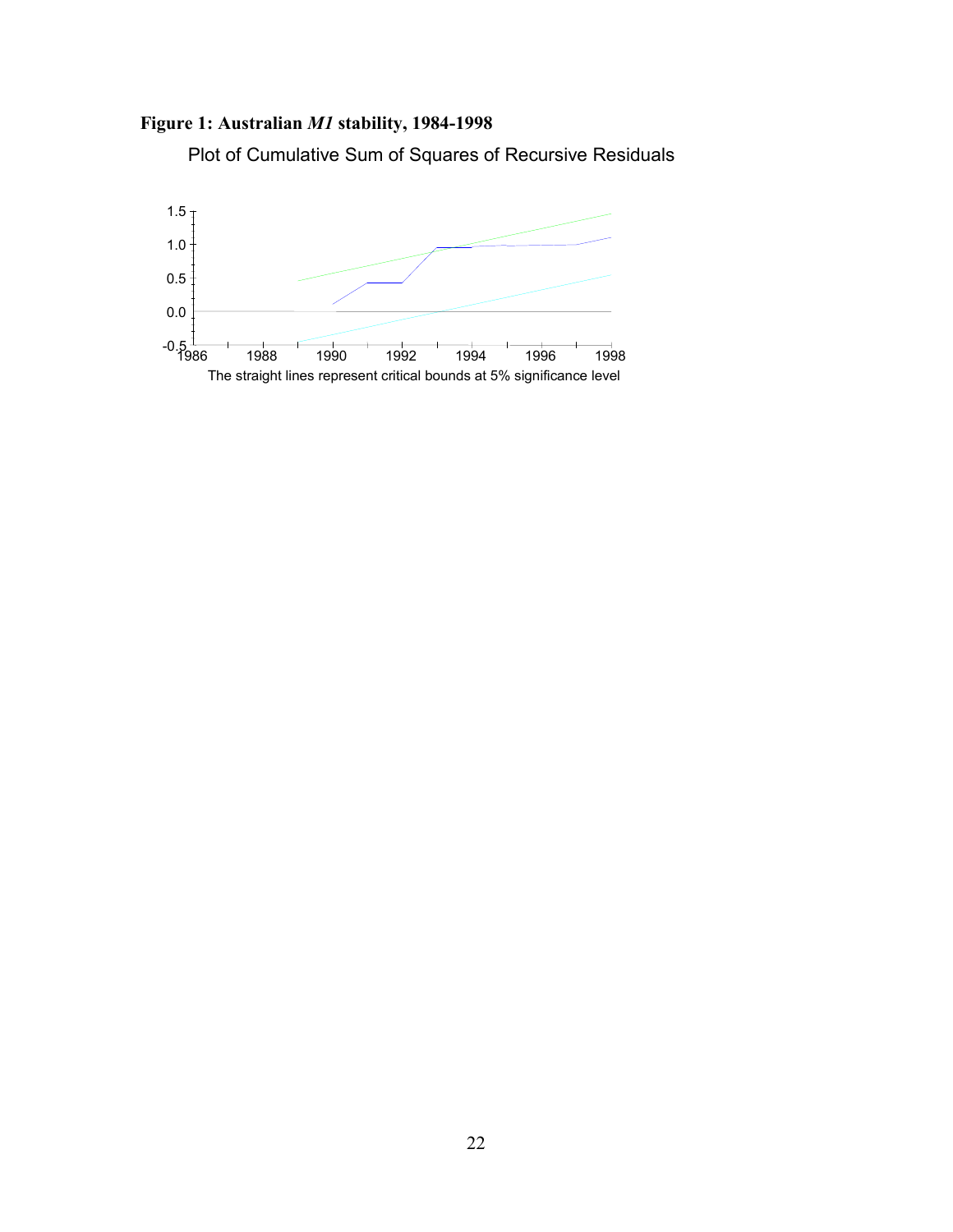**Figure 1: Australian *M1* stability, 1984-1998**

Plot of Cumulative Sum of Squares of Recursive Residuals

The straight lines represent critical bounds at 5% significance level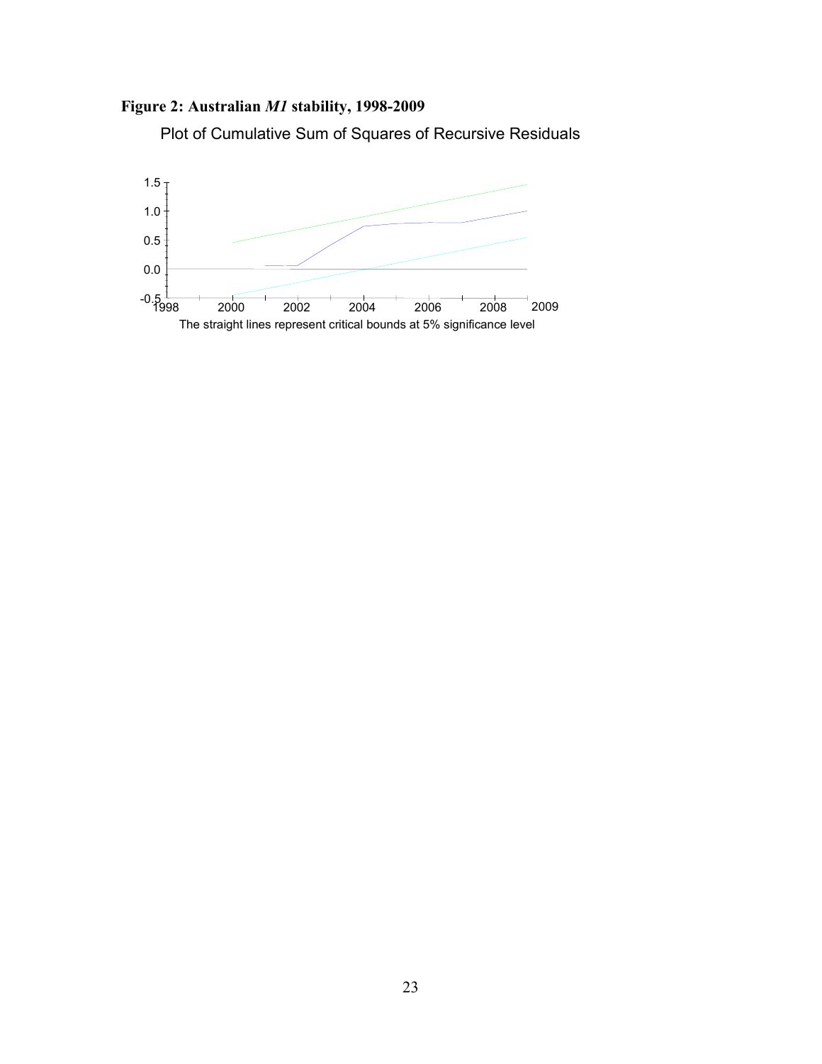**Figure 2: Australian *M1* stability, 1998-2009**

Plot of Cumulative Sum of Squares of Recursive Residuals

The straight lines represent critical bounds at 5% significance level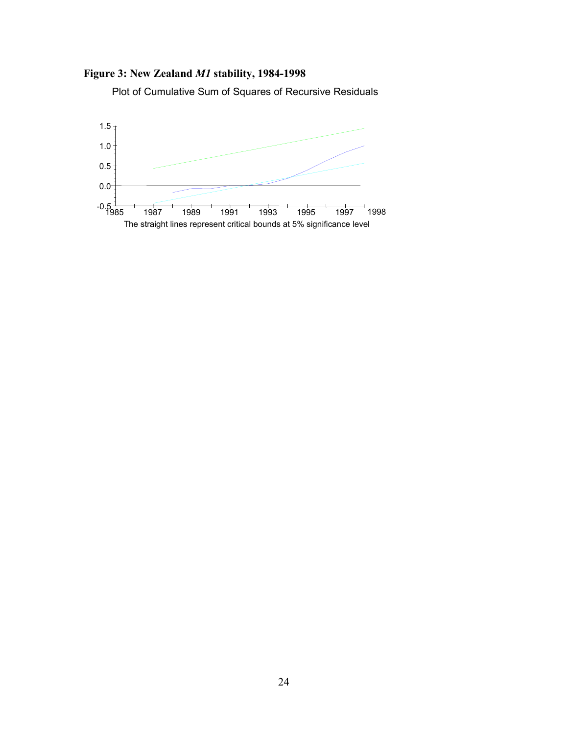**Figure 3: New Zealand *M1* stability, 1984-1998**

Plot of Cumulative Sum of Squares of Recursive Residuals

The straight lines represent critical bounds at 5% significance level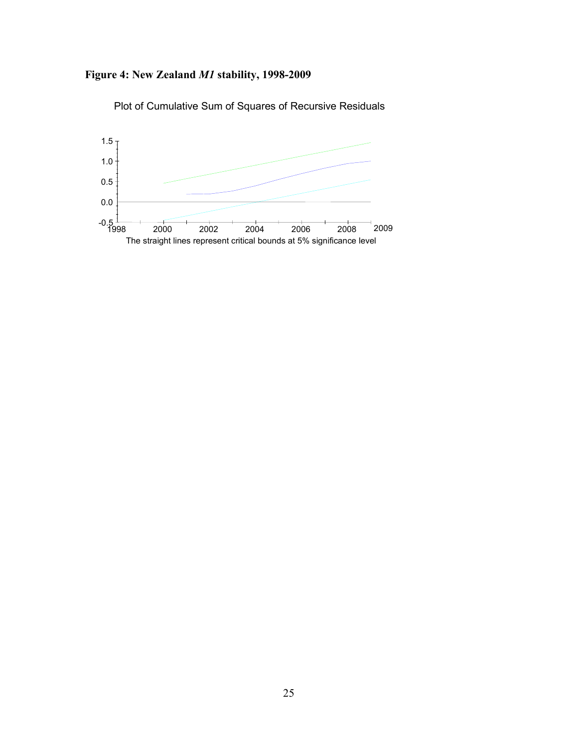**Figure 4: New Zealand *M1* stability, 1998-2009**

Plot of Cumulative Sum of Squares of Recursive Residuals

1.5
1.0
0.5
0.0
-0.5
1998
2000
2002
2004
2006
2008
2009

The straight lines represent critical bounds at 5% significance level